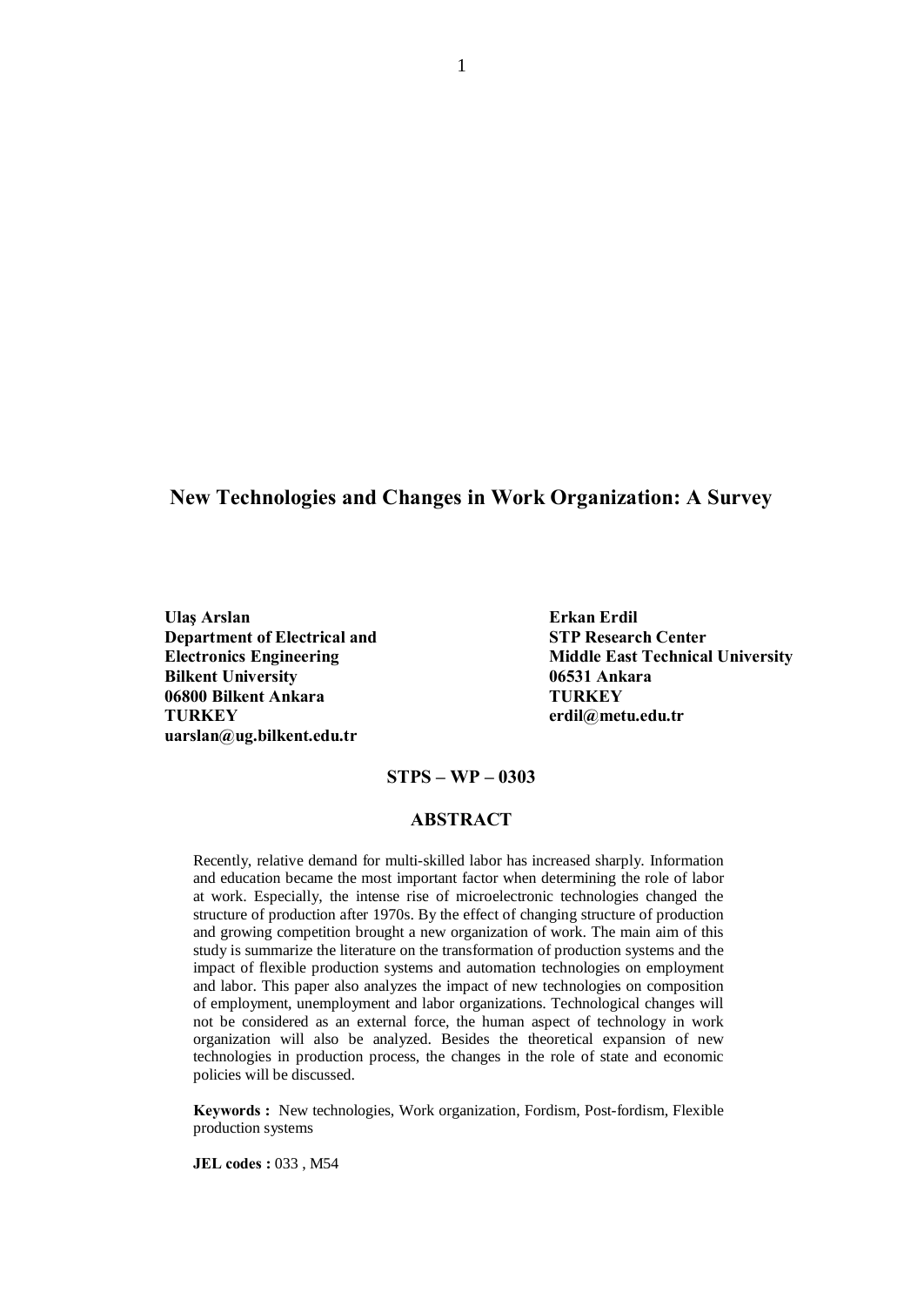# New Technologies and Changes in Work Organization: A Survey

**Ulaş Arslan**
**Department of Electrical and Electronics Engineering**
**Bilkent University**
**06800 Bilkent Ankara**
**TURKEY**
**uarslan@ug.bilkent.edu.tr**

**Erkan Erdil**
**STP Research Center**
**Middle East Technical University**
**06531 Ankara**
**TURKEY**
**erdil@metu.edu.tr**

**STPS – WP – 0303**

## ABSTRACT

Recently, relative demand for multi-skilled labor has increased sharply. Information and education became the most important factor when determining the role of labor at work. Especially, the intense rise of microelectronic technologies changed the structure of production after 1970s. By the effect of changing structure of production and growing competition brought a new organization of work. The main aim of this study is summarize the literature on the transformation of production systems and the impact of flexible production systems and automation technologies on employment and labor. This paper also analyzes the impact of new technologies on composition of employment, unemployment and labor organizations. Technological changes will not be considered as an external force, the human aspect of technology in work organization will also be analyzed. Besides the theoretical expansion of new technologies in production process, the changes in the role of state and economic policies will be discussed.

**Keywords :** New technologies, Work organization, Fordism, Post-fordism, Flexible production systems

**JEL codes :** 033 , M54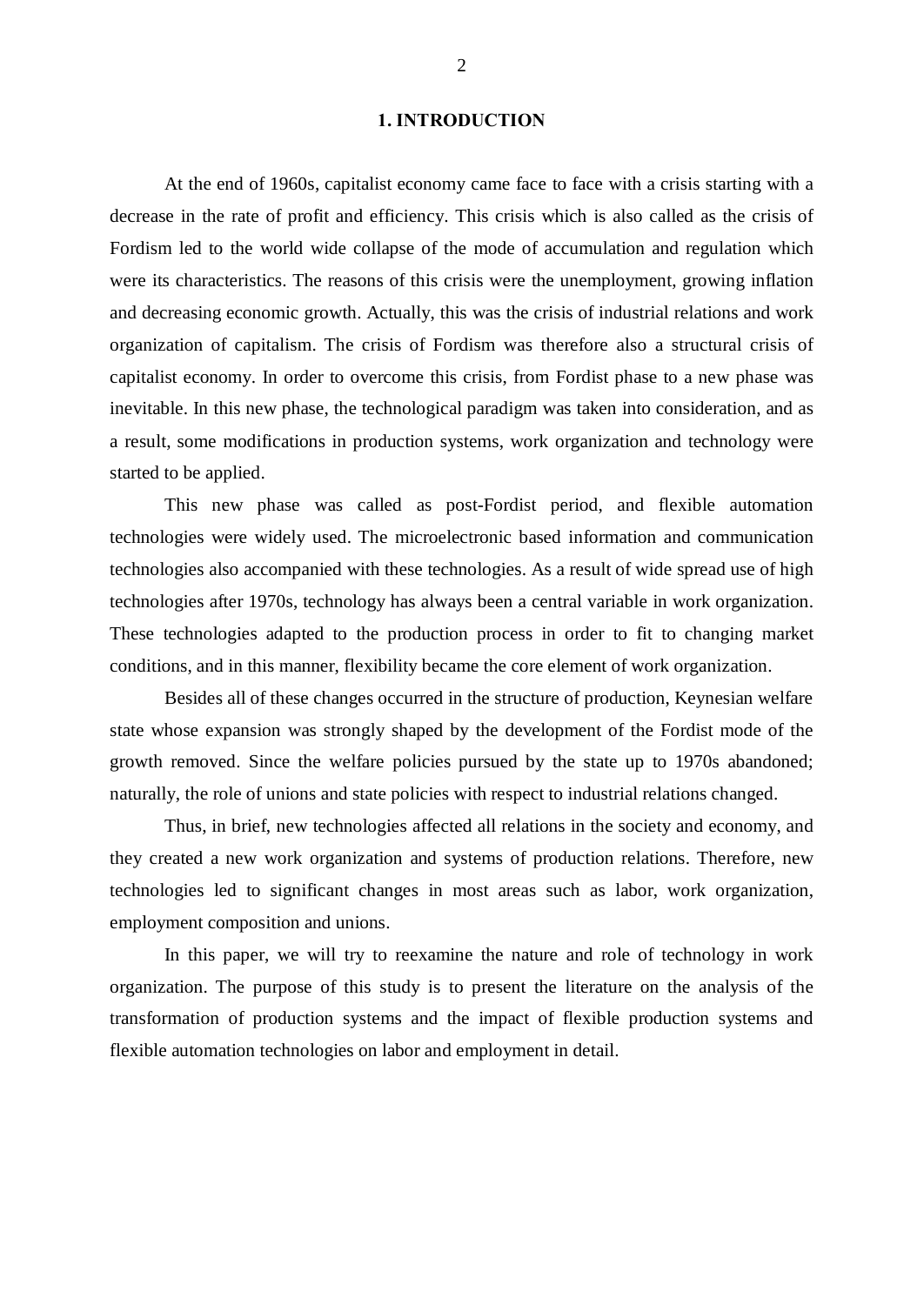# 1. INTRODUCTION

At the end of 1960s, capitalist economy came face to face with a crisis starting with a decrease in the rate of profit and efficiency. This crisis which is also called as the crisis of Fordism led to the world wide collapse of the mode of accumulation and regulation which were its characteristics. The reasons of this crisis were the unemployment, growing inflation and decreasing economic growth. Actually, this was the crisis of industrial relations and work organization of capitalism. The crisis of Fordism was therefore also a structural crisis of capitalist economy. In order to overcome this crisis, from Fordist phase to a new phase was inevitable. In this new phase, the technological paradigm was taken into consideration, and as a result, some modifications in production systems, work organization and technology were started to be applied.

This new phase was called as post-Fordist period, and flexible automation technologies were widely used. The microelectronic based information and communication technologies also accompanied with these technologies. As a result of wide spread use of high technologies after 1970s, technology has always been a central variable in work organization. These technologies adapted to the production process in order to fit to changing market conditions, and in this manner, flexibility became the core element of work organization.

Besides all of these changes occurred in the structure of production, Keynesian welfare state whose expansion was strongly shaped by the development of the Fordist mode of the growth removed. Since the welfare policies pursued by the state up to 1970s abandoned; naturally, the role of unions and state policies with respect to industrial relations changed.

Thus, in brief, new technologies affected all relations in the society and economy, and they created a new work organization and systems of production relations. Therefore, new technologies led to significant changes in most areas such as labor, work organization, employment composition and unions.

In this paper, we will try to reexamine the nature and role of technology in work organization. The purpose of this study is to present the literature on the analysis of the transformation of production systems and the impact of flexible production systems and flexible automation technologies on labor and employment in detail.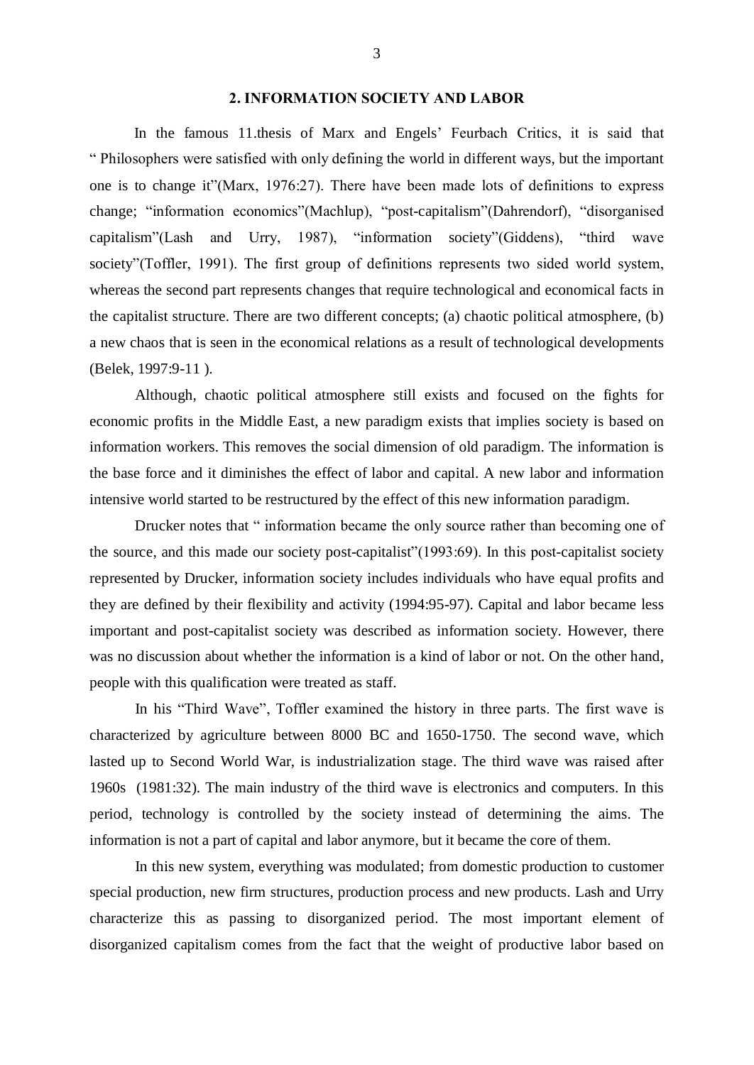## 2. INFORMATION SOCIETY AND LABOR

In the famous 11.thesis of Marx and Engels' Feurbach Critics, it is said that " Philosophers were satisfied with only defining the world in different ways, but the important one is to change it"(Marx, 1976:27). There have been made lots of definitions to express change; "information economics"(Machlup), "post-capitalism"(Dahrendorf), "disorganised capitalism"(Lash and Urry, 1987), "information society"(Giddens), "third wave society"(Toffler, 1991). The first group of definitions represents two sided world system, whereas the second part represents changes that require technological and economical facts in the capitalist structure. There are two different concepts; (a) chaotic political atmosphere, (b) a new chaos that is seen in the economical relations as a result of technological developments (Belek, 1997:9-11 ).

Although, chaotic political atmosphere still exists and focused on the fights for economic profits in the Middle East, a new paradigm exists that implies society is based on information workers. This removes the social dimension of old paradigm. The information is the base force and it diminishes the effect of labor and capital. A new labor and information intensive world started to be restructured by the effect of this new information paradigm.

Drucker notes that " information became the only source rather than becoming one of the source, and this made our society post-capitalist"(1993:69). In this post-capitalist society represented by Drucker, information society includes individuals who have equal profits and they are defined by their flexibility and activity (1994:95-97). Capital and labor became less important and post-capitalist society was described as information society. However, there was no discussion about whether the information is a kind of labor or not. On the other hand, people with this qualification were treated as staff.

In his "Third Wave", Toffler examined the history in three parts. The first wave is characterized by agriculture between 8000 BC and 1650-1750. The second wave, which lasted up to Second World War, is industrialization stage. The third wave was raised after 1960s (1981:32). The main industry of the third wave is electronics and computers. In this period, technology is controlled by the society instead of determining the aims. The information is not a part of capital and labor anymore, but it became the core of them.

In this new system, everything was modulated; from domestic production to customer special production, new firm structures, production process and new products. Lash and Urry characterize this as passing to disorganized period. The most important element of disorganized capitalism comes from the fact that the weight of productive labor based on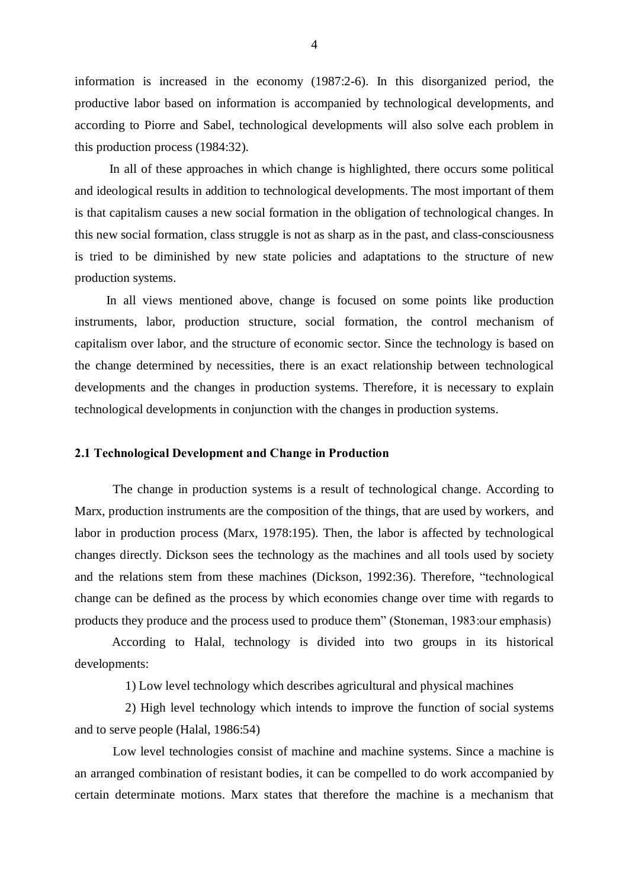information is increased in the economy (1987:2-6). In this disorganized period, the productive labor based on information is accompanied by technological developments, and according to Piorre and Sabel, technological developments will also solve each problem in this production process (1984:32).

In all of these approaches in which change is highlighted, there occurs some political and ideological results in addition to technological developments. The most important of them is that capitalism causes a new social formation in the obligation of technological changes. In this new social formation, class struggle is not as sharp as in the past, and class-consciousness is tried to be diminished by new state policies and adaptations to the structure of new production systems.

In all views mentioned above, change is focused on some points like production instruments, labor, production structure, social formation, the control mechanism of capitalism over labor, and the structure of economic sector. Since the technology is based on the change determined by necessities, there is an exact relationship between technological developments and the changes in production systems. Therefore, it is necessary to explain technological developments in conjunction with the changes in production systems.

### 2.1 Technological Development and Change in Production

The change in production systems is a result of technological change. According to Marx, production instruments are the composition of the things, that are used by workers, and labor in production process (Marx, 1978:195). Then, the labor is affected by technological changes directly. Dickson sees the technology as the machines and all tools used by society and the relations stem from these machines (Dickson, 1992:36). Therefore, "technological change can be defined as the process by which economies change over time with regards to products they produce and the process used to produce them" (Stoneman, 1983:our emphasis)

According to Halal, technology is divided into two groups in its historical developments:

1) Low level technology which describes agricultural and physical machines

2) High level technology which intends to improve the function of social systems and to serve people (Halal, 1986:54)

Low level technologies consist of machine and machine systems. Since a machine is an arranged combination of resistant bodies, it can be compelled to do work accompanied by certain determinate motions. Marx states that therefore the machine is a mechanism that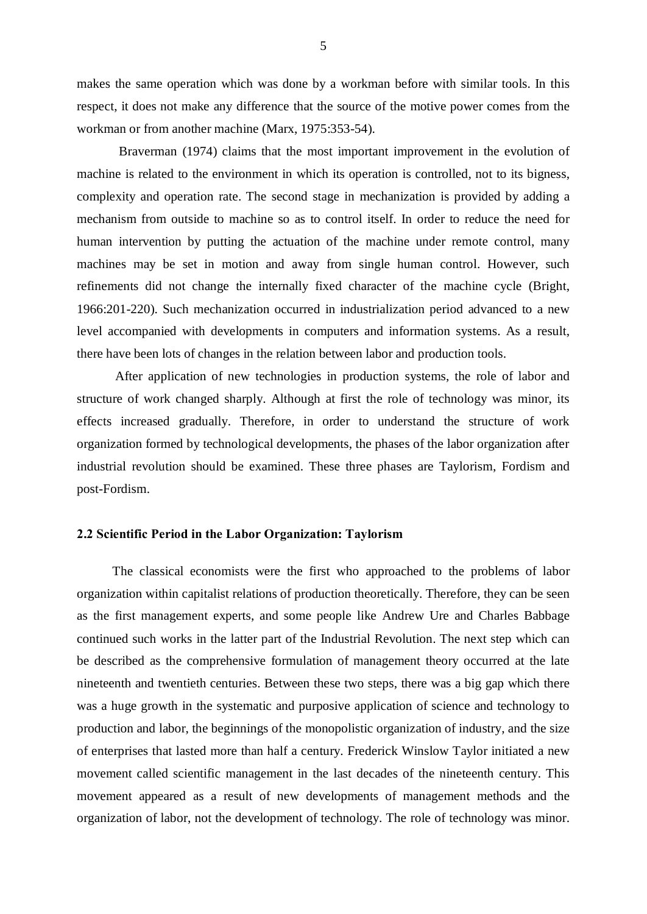makes the same operation which was done by a workman before with similar tools. In this respect, it does not make any difference that the source of the motive power comes from the workman or from another machine (Marx, 1975:353-54).

Braverman (1974) claims that the most important improvement in the evolution of machine is related to the environment in which its operation is controlled, not to its bigness, complexity and operation rate. The second stage in mechanization is provided by adding a mechanism from outside to machine so as to control itself. In order to reduce the need for human intervention by putting the actuation of the machine under remote control, many machines may be set in motion and away from single human control. However, such refinements did not change the internally fixed character of the machine cycle (Bright, 1966:201-220). Such mechanization occurred in industrialization period advanced to a new level accompanied with developments in computers and information systems. As a result, there have been lots of changes in the relation between labor and production tools.

After application of new technologies in production systems, the role of labor and structure of work changed sharply. Although at first the role of technology was minor, its effects increased gradually. Therefore, in order to understand the structure of work organization formed by technological developments, the phases of the labor organization after industrial revolution should be examined. These three phases are Taylorism, Fordism and post-Fordism.

### 2.2 Scientific Period in the Labor Organization: Taylorism

The classical economists were the first who approached to the problems of labor organization within capitalist relations of production theoretically. Therefore, they can be seen as the first management experts, and some people like Andrew Ure and Charles Babbage continued such works in the latter part of the Industrial Revolution. The next step which can be described as the comprehensive formulation of management theory occurred at the late nineteenth and twentieth centuries. Between these two steps, there was a big gap which there was a huge growth in the systematic and purposive application of science and technology to production and labor, the beginnings of the monopolistic organization of industry, and the size of enterprises that lasted more than half a century. Frederick Winslow Taylor initiated a new movement called scientific management in the last decades of the nineteenth century. This movement appeared as a result of new developments of management methods and the organization of labor, not the development of technology. The role of technology was minor.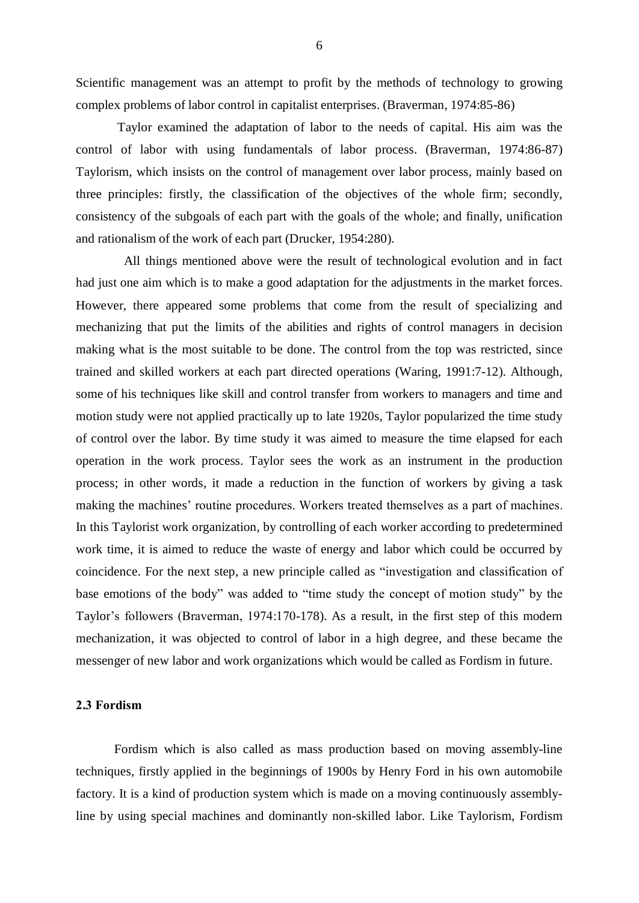Scientific management was an attempt to profit by the methods of technology to growing complex problems of labor control in capitalist enterprises. (Braverman, 1974:85-86)

Taylor examined the adaptation of labor to the needs of capital. His aim was the control of labor with using fundamentals of labor process. (Braverman, 1974:86-87) Taylorism, which insists on the control of management over labor process, mainly based on three principles: firstly, the classification of the objectives of the whole firm; secondly, consistency of the subgoals of each part with the goals of the whole; and finally, unification and rationalism of the work of each part (Drucker, 1954:280).

All things mentioned above were the result of technological evolution and in fact had just one aim which is to make a good adaptation for the adjustments in the market forces. However, there appeared some problems that come from the result of specializing and mechanizing that put the limits of the abilities and rights of control managers in decision making what is the most suitable to be done. The control from the top was restricted, since trained and skilled workers at each part directed operations (Waring, 1991:7-12). Although, some of his techniques like skill and control transfer from workers to managers and time and motion study were not applied practically up to late 1920s, Taylor popularized the time study of control over the labor. By time study it was aimed to measure the time elapsed for each operation in the work process. Taylor sees the work as an instrument in the production process; in other words, it made a reduction in the function of workers by giving a task making the machines' routine procedures. Workers treated themselves as a part of machines. In this Taylorist work organization, by controlling of each worker according to predetermined work time, it is aimed to reduce the waste of energy and labor which could be occurred by coincidence. For the next step, a new principle called as "investigation and classification of base emotions of the body" was added to "time study the concept of motion study" by the Taylor's followers (Braverman, 1974:170-178). As a result, in the first step of this modern mechanization, it was objected to control of labor in a high degree, and these became the messenger of new labor and work organizations which would be called as Fordism in future.

### 2.3 Fordism

Fordism which is also called as mass production based on moving assembly-line techniques, firstly applied in the beginnings of 1900s by Henry Ford in his own automobile factory. It is a kind of production system which is made on a moving continuously assembly-line by using special machines and dominantly non-skilled labor. Like Taylorism, Fordism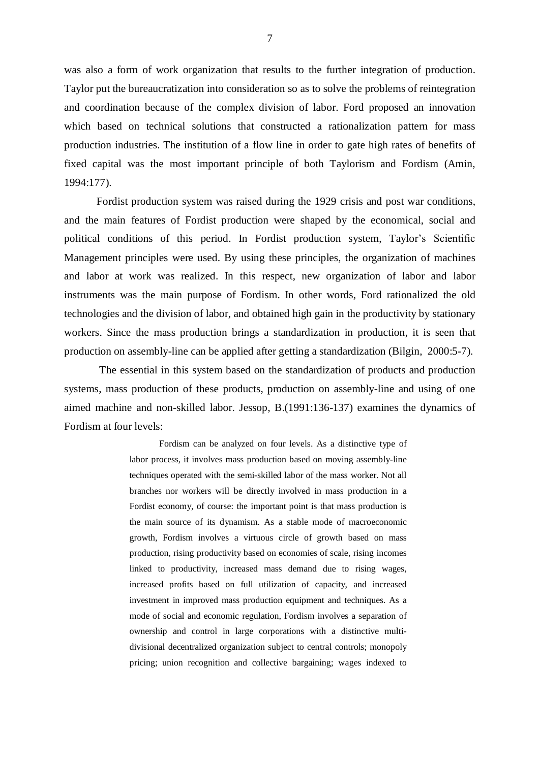was also a form of work organization that results to the further integration of production. Taylor put the bureaucratization into consideration so as to solve the problems of reintegration and coordination because of the complex division of labor. Ford proposed an innovation which based on technical solutions that constructed a rationalization pattern for mass production industries. The institution of a flow line in order to gate high rates of benefits of fixed capital was the most important principle of both Taylorism and Fordism (Amin, 1994:177).

Fordist production system was raised during the 1929 crisis and post war conditions, and the main features of Fordist production were shaped by the economical, social and political conditions of this period. In Fordist production system, Taylor's Scientific Management principles were used. By using these principles, the organization of machines and labor at work was realized. In this respect, new organization of labor and labor instruments was the main purpose of Fordism. In other words, Ford rationalized the old technologies and the division of labor, and obtained high gain in the productivity by stationary workers. Since the mass production brings a standardization in production, it is seen that production on assembly-line can be applied after getting a standardization (Bilgin, 2000:5-7).

The essential in this system based on the standardization of products and production systems, mass production of these products, production on assembly-line and using of one aimed machine and non-skilled labor. Jessop, B.(1991:136-137) examines the dynamics of Fordism at four levels:

> Fordism can be analyzed on four levels. As a distinctive type of labor process, it involves mass production based on moving assembly-line techniques operated with the semi-skilled labor of the mass worker. Not all branches nor workers will be directly involved in mass production in a Fordist economy, of course: the important point is that mass production is the main source of its dynamism. As a stable mode of macroeconomic growth, Fordism involves a virtuous circle of growth based on mass production, rising productivity based on economies of scale, rising incomes linked to productivity, increased mass demand due to rising wages, increased profits based on full utilization of capacity, and increased investment in improved mass production equipment and techniques. As a mode of social and economic regulation, Fordism involves a separation of ownership and control in large corporations with a distinctive multi-divisional decentralized organization subject to central controls; monopoly pricing; union recognition and collective bargaining; wages indexed to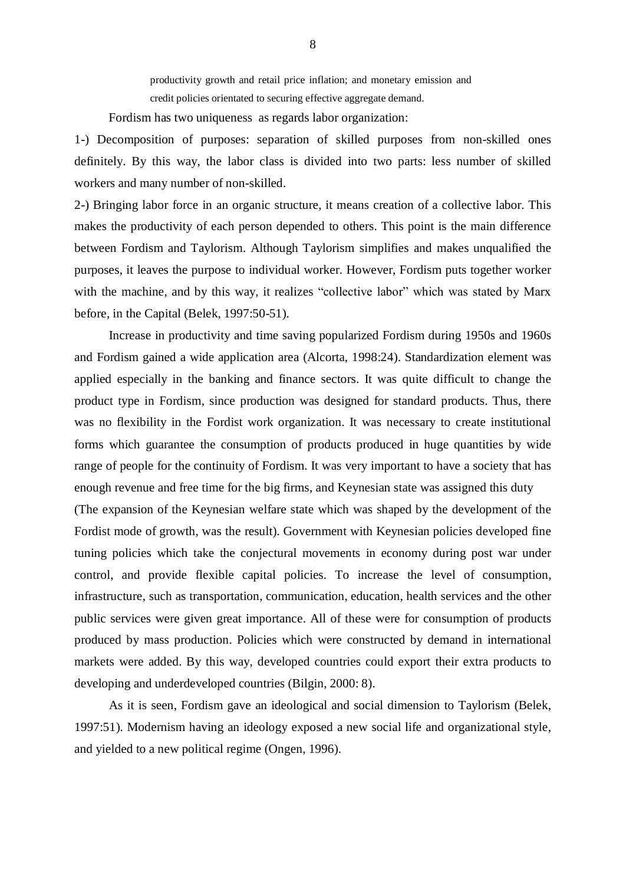> productivity growth and retail price inflation; and monetary emission and credit policies orientated to securing effective aggregate demand.

Fordism has two uniqueness as regards labor organization:

1-) Decomposition of purposes: separation of skilled purposes from non-skilled ones definitely. By this way, the labor class is divided into two parts: less number of skilled workers and many number of non-skilled.

2-) Bringing labor force in an organic structure, it means creation of a collective labor. This makes the productivity of each person depended to others. This point is the main difference between Fordism and Taylorism. Although Taylorism simplifies and makes unqualified the purposes, it leaves the purpose to individual worker. However, Fordism puts together worker with the machine, and by this way, it realizes "collective labor" which was stated by Marx before, in the Capital (Belek, 1997:50-51).

Increase in productivity and time saving popularized Fordism during 1950s and 1960s and Fordism gained a wide application area (Alcorta, 1998:24). Standardization element was applied especially in the banking and finance sectors. It was quite difficult to change the product type in Fordism, since production was designed for standard products. Thus, there was no flexibility in the Fordist work organization. It was necessary to create institutional forms which guarantee the consumption of products produced in huge quantities by wide range of people for the continuity of Fordism. It was very important to have a society that has enough revenue and free time for the big firms, and Keynesian state was assigned this duty (The expansion of the Keynesian welfare state which was shaped by the development of the Fordist mode of growth, was the result). Government with Keynesian policies developed fine tuning policies which take the conjectural movements in economy during post war under control, and provide flexible capital policies. To increase the level of consumption, infrastructure, such as transportation, communication, education, health services and the other public services were given great importance. All of these were for consumption of products produced by mass production. Policies which were constructed by demand in international markets were added. By this way, developed countries could export their extra products to developing and underdeveloped countries (Bilgin, 2000: 8).

As it is seen, Fordism gave an ideological and social dimension to Taylorism (Belek, 1997:51). Modernism having an ideology exposed a new social life and organizational style, and yielded to a new political regime (Ongen, 1996).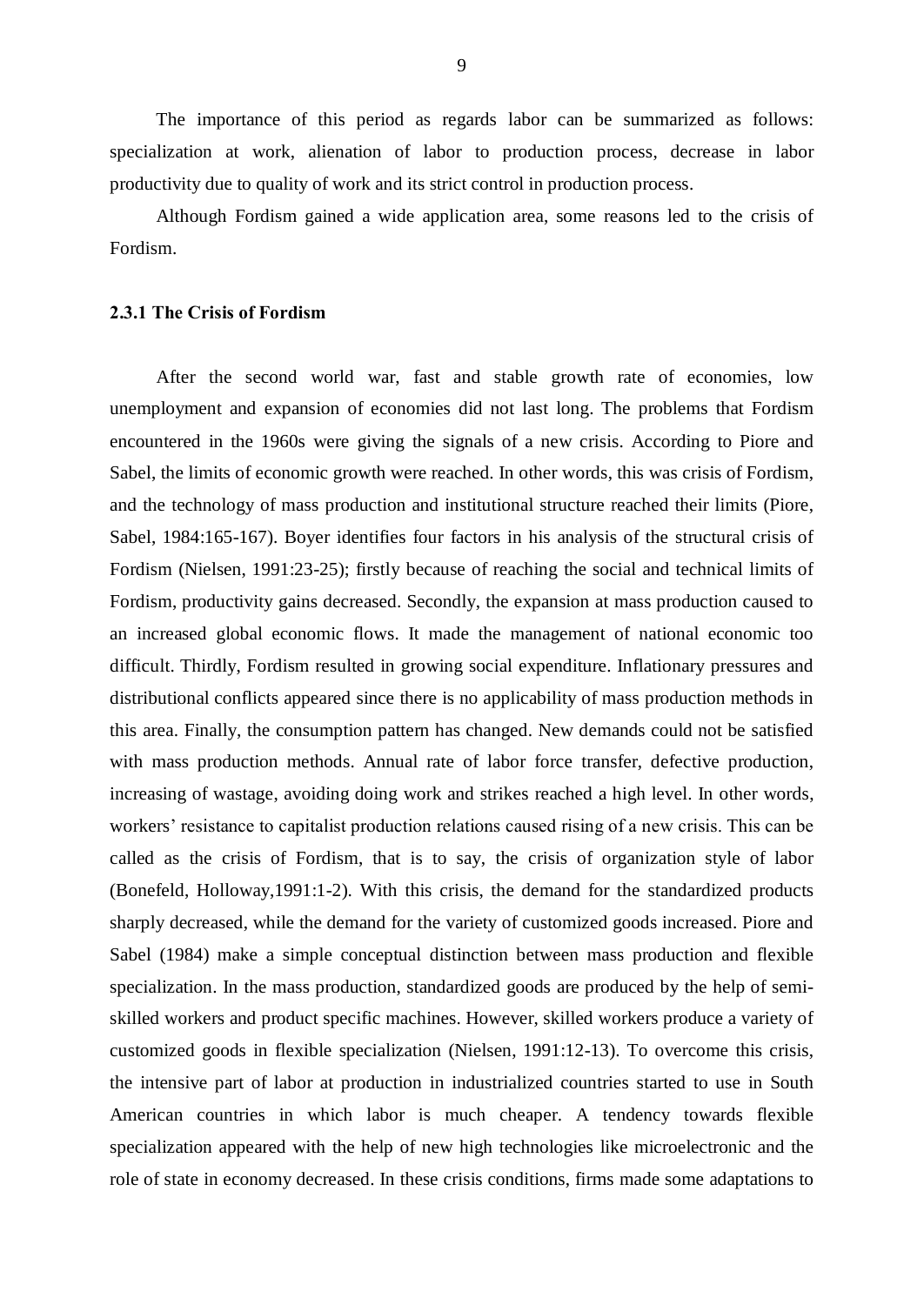The importance of this period as regards labor can be summarized as follows: specialization at work, alienation of labor to production process, decrease in labor productivity due to quality of work and its strict control in production process.

Although Fordism gained a wide application area, some reasons led to the crisis of Fordism.

### 2.3.1 The Crisis of Fordism

After the second world war, fast and stable growth rate of economies, low unemployment and expansion of economies did not last long. The problems that Fordism encountered in the 1960s were giving the signals of a new crisis. According to Piore and Sabel, the limits of economic growth were reached. In other words, this was crisis of Fordism, and the technology of mass production and institutional structure reached their limits (Piore, Sabel, 1984:165-167). Boyer identifies four factors in his analysis of the structural crisis of Fordism (Nielsen, 1991:23-25); firstly because of reaching the social and technical limits of Fordism, productivity gains decreased. Secondly, the expansion at mass production caused to an increased global economic flows. It made the management of national economic too difficult. Thirdly, Fordism resulted in growing social expenditure. Inflationary pressures and distributional conflicts appeared since there is no applicability of mass production methods in this area. Finally, the consumption pattern has changed. New demands could not be satisfied with mass production methods. Annual rate of labor force transfer, defective production, increasing of wastage, avoiding doing work and strikes reached a high level. In other words, workers' resistance to capitalist production relations caused rising of a new crisis. This can be called as the crisis of Fordism, that is to say, the crisis of organization style of labor (Bonefeld, Holloway,1991:1-2). With this crisis, the demand for the standardized products sharply decreased, while the demand for the variety of customized goods increased. Piore and Sabel (1984) make a simple conceptual distinction between mass production and flexible specialization. In the mass production, standardized goods are produced by the help of semi-skilled workers and product specific machines. However, skilled workers produce a variety of customized goods in flexible specialization (Nielsen, 1991:12-13). To overcome this crisis, the intensive part of labor at production in industrialized countries started to use in South American countries in which labor is much cheaper. A tendency towards flexible specialization appeared with the help of new high technologies like microelectronic and the role of state in economy decreased. In these crisis conditions, firms made some adaptations to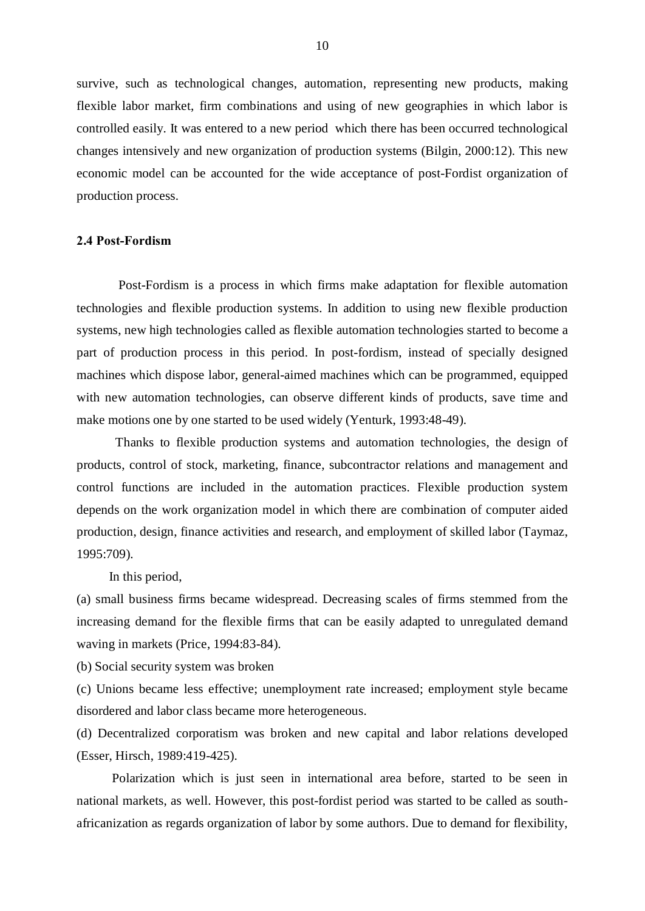survive, such as technological changes, automation, representing new products, making flexible labor market, firm combinations and using of new geographies in which labor is controlled easily. It was entered to a new period which there has been occurred technological changes intensively and new organization of production systems (Bilgin, 2000:12). This new economic model can be accounted for the wide acceptance of post-Fordist organization of production process.

### 2.4 Post-Fordism

Post-Fordism is a process in which firms make adaptation for flexible automation technologies and flexible production systems. In addition to using new flexible production systems, new high technologies called as flexible automation technologies started to become a part of production process in this period. In post-fordism, instead of specially designed machines which dispose labor, general-aimed machines which can be programmed, equipped with new automation technologies, can observe different kinds of products, save time and make motions one by one started to be used widely (Yenturk, 1993:48-49).

Thanks to flexible production systems and automation technologies, the design of products, control of stock, marketing, finance, subcontractor relations and management and control functions are included in the automation practices. Flexible production system depends on the work organization model in which there are combination of computer aided production, design, finance activities and research, and employment of skilled labor (Taymaz, 1995:709).

In this period,

(a) small business firms became widespread. Decreasing scales of firms stemmed from the increasing demand for the flexible firms that can be easily adapted to unregulated demand waving in markets (Price, 1994:83-84).

(b) Social security system was broken

(c) Unions became less effective; unemployment rate increased; employment style became disordered and labor class became more heterogeneous.

(d) Decentralized corporatism was broken and new capital and labor relations developed (Esser, Hirsch, 1989:419-425).

Polarization which is just seen in international area before, started to be seen in national markets, as well. However, this post-fordist period was started to be called as south-africanization as regards organization of labor by some authors. Due to demand for flexibility,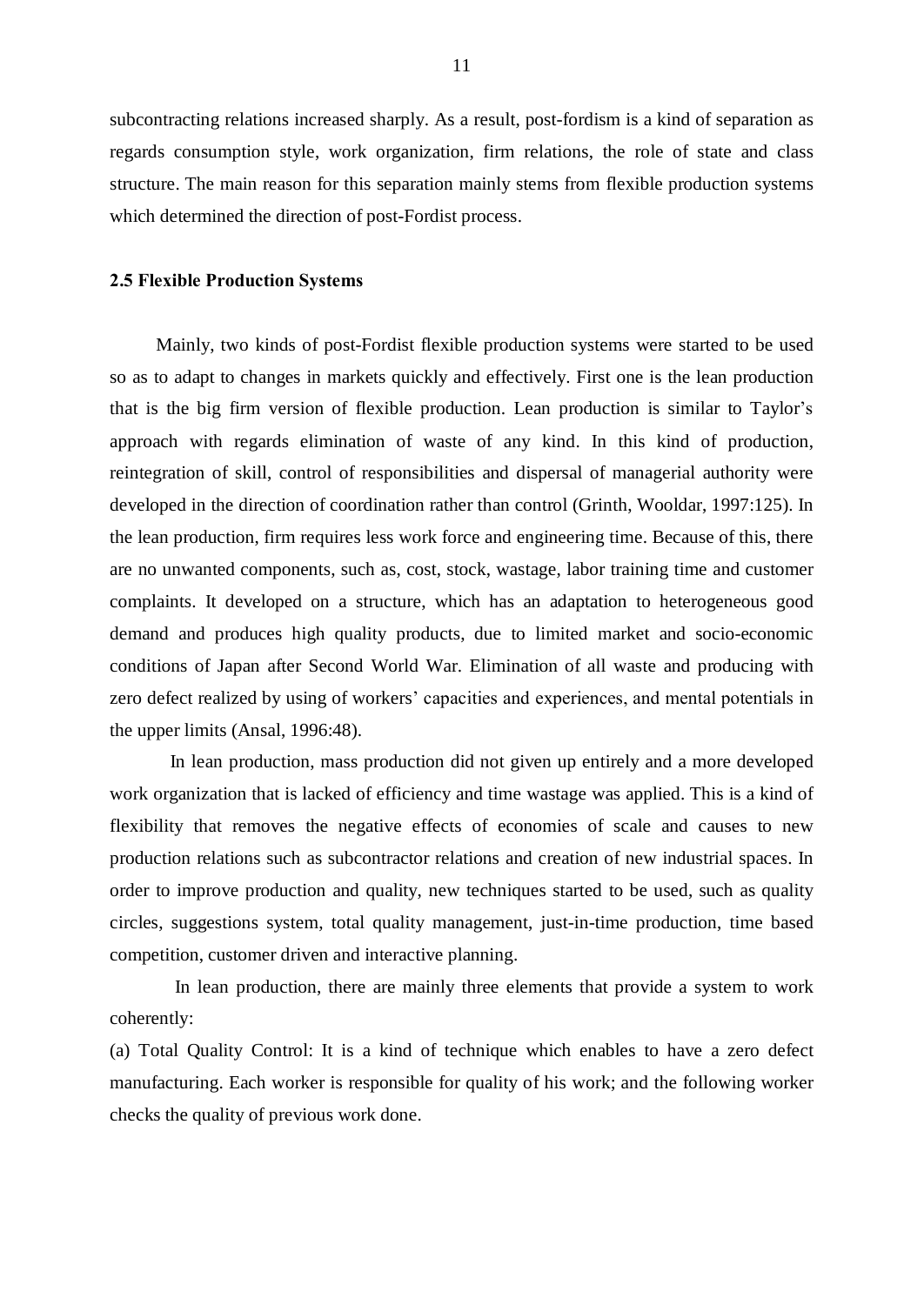subcontracting relations increased sharply. As a result, post-fordism is a kind of separation as regards consumption style, work organization, firm relations, the role of state and class structure. The main reason for this separation mainly stems from flexible production systems which determined the direction of post-Fordist process.

### 2.5 Flexible Production Systems

Mainly, two kinds of post-Fordist flexible production systems were started to be used so as to adapt to changes in markets quickly and effectively. First one is the lean production that is the big firm version of flexible production. Lean production is similar to Taylor's approach with regards elimination of waste of any kind. In this kind of production, reintegration of skill, control of responsibilities and dispersal of managerial authority were developed in the direction of coordination rather than control (Grinth, Wooldar, 1997:125). In the lean production, firm requires less work force and engineering time. Because of this, there are no unwanted components, such as, cost, stock, wastage, labor training time and customer complaints. It developed on a structure, which has an adaptation to heterogeneous good demand and produces high quality products, due to limited market and socio-economic conditions of Japan after Second World War. Elimination of all waste and producing with zero defect realized by using of workers' capacities and experiences, and mental potentials in the upper limits (Ansal, 1996:48).

In lean production, mass production did not given up entirely and a more developed work organization that is lacked of efficiency and time wastage was applied. This is a kind of flexibility that removes the negative effects of economies of scale and causes to new production relations such as subcontractor relations and creation of new industrial spaces. In order to improve production and quality, new techniques started to be used, such as quality circles, suggestions system, total quality management, just-in-time production, time based competition, customer driven and interactive planning.

In lean production, there are mainly three elements that provide a system to work coherently:

(a) Total Quality Control: It is a kind of technique which enables to have a zero defect manufacturing. Each worker is responsible for quality of his work; and the following worker checks the quality of previous work done.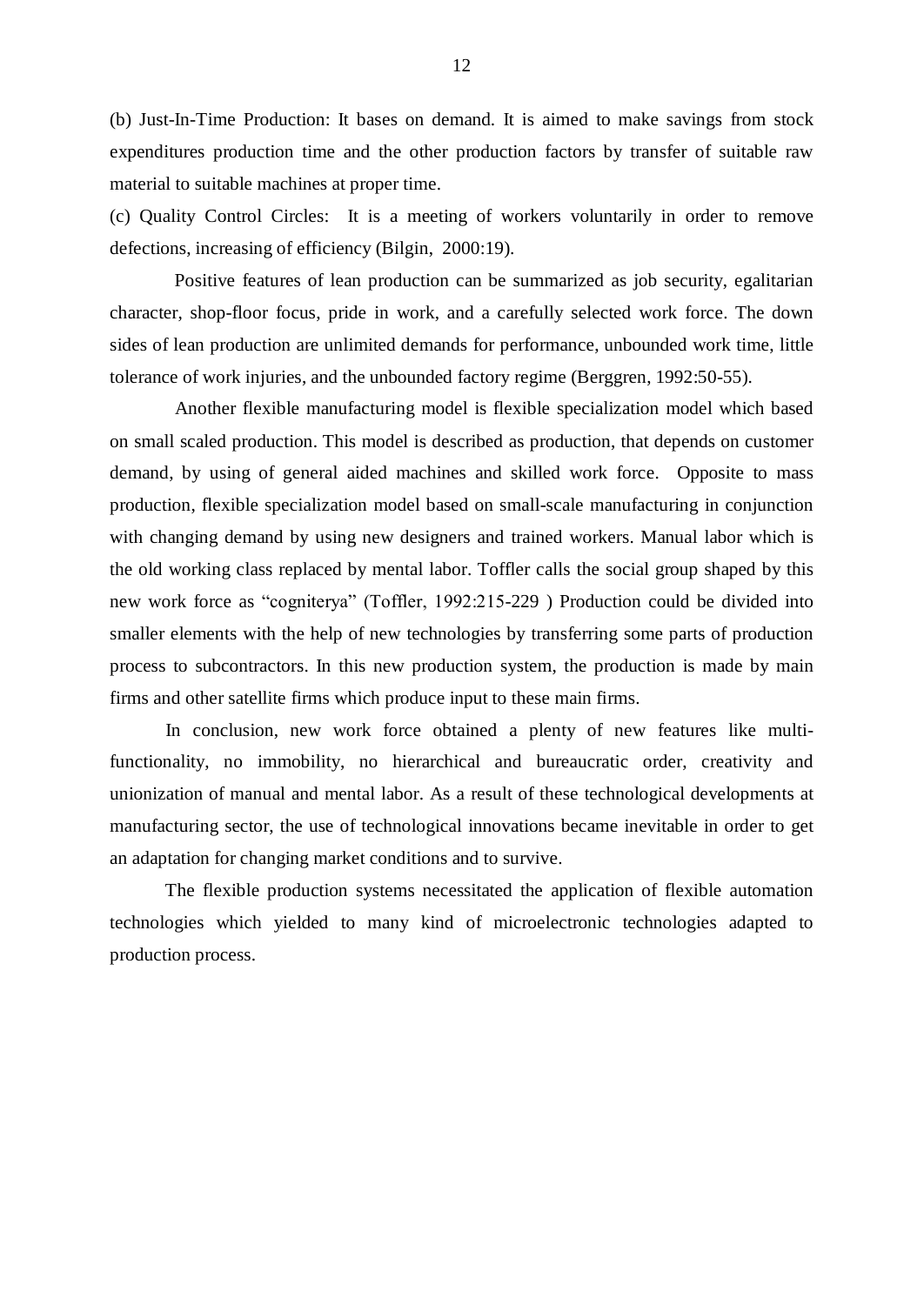(b) Just-In-Time Production: It bases on demand. It is aimed to make savings from stock expenditures production time and the other production factors by transfer of suitable raw material to suitable machines at proper time.

(c) Quality Control Circles: It is a meeting of workers voluntarily in order to remove defections, increasing of efficiency (Bilgin, 2000:19).

Positive features of lean production can be summarized as job security, egalitarian character, shop-floor focus, pride in work, and a carefully selected work force. The down sides of lean production are unlimited demands for performance, unbounded work time, little tolerance of work injuries, and the unbounded factory regime (Berggren, 1992:50-55).

Another flexible manufacturing model is flexible specialization model which based on small scaled production. This model is described as production, that depends on customer demand, by using of general aided machines and skilled work force. Opposite to mass production, flexible specialization model based on small-scale manufacturing in conjunction with changing demand by using new designers and trained workers. Manual labor which is the old working class replaced by mental labor. Toffler calls the social group shaped by this new work force as "cogniterya" (Toffler, 1992:215-229 ) Production could be divided into smaller elements with the help of new technologies by transferring some parts of production process to subcontractors. In this new production system, the production is made by main firms and other satellite firms which produce input to these main firms.

In conclusion, new work force obtained a plenty of new features like multi-functionality, no immobility, no hierarchical and bureaucratic order, creativity and unionization of manual and mental labor. As a result of these technological developments at manufacturing sector, the use of technological innovations became inevitable in order to get an adaptation for changing market conditions and to survive.

The flexible production systems necessitated the application of flexible automation technologies which yielded to many kind of microelectronic technologies adapted to production process.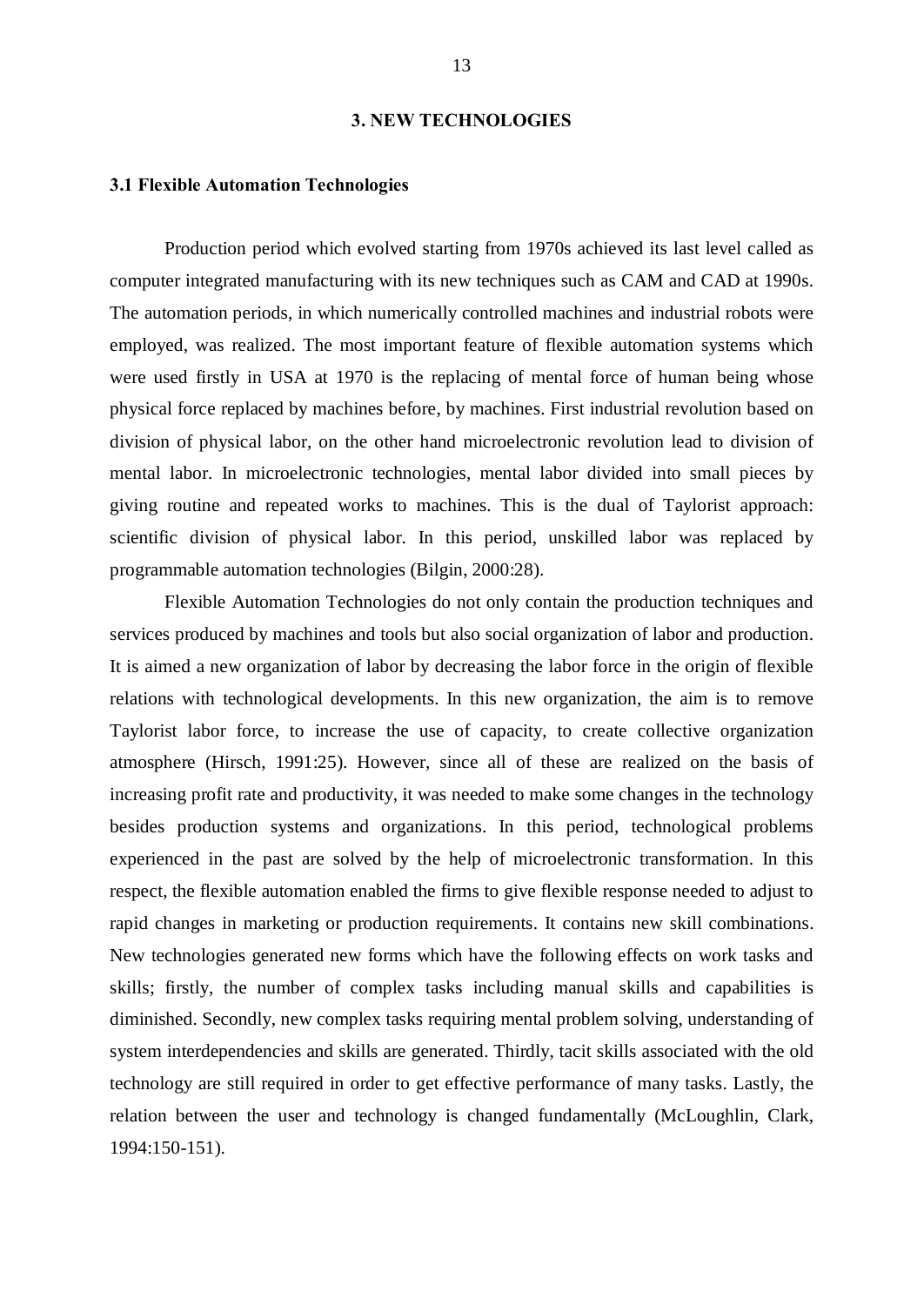# 3. NEW TECHNOLOGIES

## 3.1 Flexible Automation Technologies

Production period which evolved starting from 1970s achieved its last level called as computer integrated manufacturing with its new techniques such as CAM and CAD at 1990s. The automation periods, in which numerically controlled machines and industrial robots were employed, was realized. The most important feature of flexible automation systems which were used firstly in USA at 1970 is the replacing of mental force of human being whose physical force replaced by machines before, by machines. First industrial revolution based on division of physical labor, on the other hand microelectronic revolution lead to division of mental labor. In microelectronic technologies, mental labor divided into small pieces by giving routine and repeated works to machines. This is the dual of Taylorist approach: scientific division of physical labor. In this period, unskilled labor was replaced by programmable automation technologies (Bilgin, 2000:28).

Flexible Automation Technologies do not only contain the production techniques and services produced by machines and tools but also social organization of labor and production. It is aimed a new organization of labor by decreasing the labor force in the origin of flexible relations with technological developments. In this new organization, the aim is to remove Taylorist labor force, to increase the use of capacity, to create collective organization atmosphere (Hirsch, 1991:25). However, since all of these are realized on the basis of increasing profit rate and productivity, it was needed to make some changes in the technology besides production systems and organizations. In this period, technological problems experienced in the past are solved by the help of microelectronic transformation. In this respect, the flexible automation enabled the firms to give flexible response needed to adjust to rapid changes in marketing or production requirements. It contains new skill combinations. New technologies generated new forms which have the following effects on work tasks and skills; firstly, the number of complex tasks including manual skills and capabilities is diminished. Secondly, new complex tasks requiring mental problem solving, understanding of system interdependencies and skills are generated. Thirdly, tacit skills associated with the old technology are still required in order to get effective performance of many tasks. Lastly, the relation between the user and technology is changed fundamentally (McLoughlin, Clark, 1994:150-151).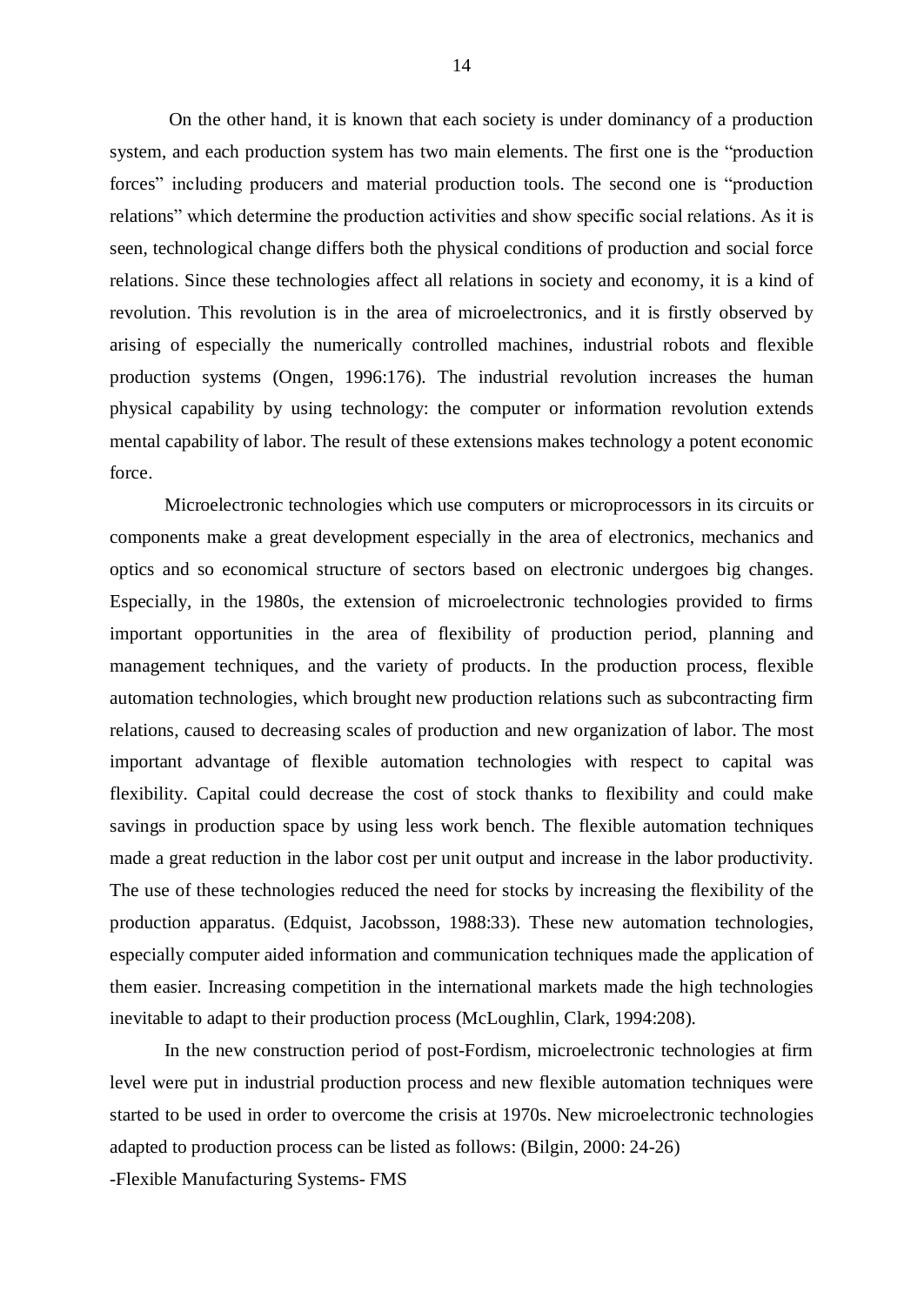On the other hand, it is known that each society is under dominancy of a production system, and each production system has two main elements. The first one is the "production forces" including producers and material production tools. The second one is "production relations" which determine the production activities and show specific social relations. As it is seen, technological change differs both the physical conditions of production and social force relations. Since these technologies affect all relations in society and economy, it is a kind of revolution. This revolution is in the area of microelectronics, and it is firstly observed by arising of especially the numerically controlled machines, industrial robots and flexible production systems (Ongen, 1996:176). The industrial revolution increases the human physical capability by using technology: the computer or information revolution extends mental capability of labor. The result of these extensions makes technology a potent economic force.

Microelectronic technologies which use computers or microprocessors in its circuits or components make a great development especially in the area of electronics, mechanics and optics and so economical structure of sectors based on electronic undergoes big changes. Especially, in the 1980s, the extension of microelectronic technologies provided to firms important opportunities in the area of flexibility of production period, planning and management techniques, and the variety of products. In the production process, flexible automation technologies, which brought new production relations such as subcontracting firm relations, caused to decreasing scales of production and new organization of labor. The most important advantage of flexible automation technologies with respect to capital was flexibility. Capital could decrease the cost of stock thanks to flexibility and could make savings in production space by using less work bench. The flexible automation techniques made a great reduction in the labor cost per unit output and increase in the labor productivity. The use of these technologies reduced the need for stocks by increasing the flexibility of the production apparatus. (Edquist, Jacobsson, 1988:33). These new automation technologies, especially computer aided information and communication techniques made the application of them easier. Increasing competition in the international markets made the high technologies inevitable to adapt to their production process (McLoughlin, Clark, 1994:208).

In the new construction period of post-Fordism, microelectronic technologies at firm level were put in industrial production process and new flexible automation techniques were started to be used in order to overcome the crisis at 1970s. New microelectronic technologies adapted to production process can be listed as follows: (Bilgin, 2000: 24-26)

-Flexible Manufacturing Systems- FMS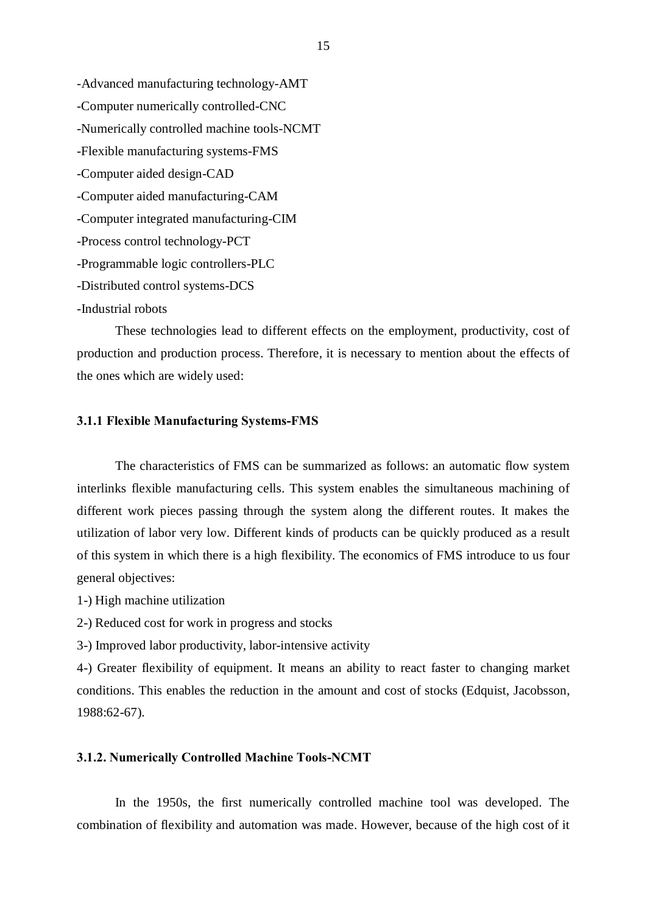-Advanced manufacturing technology-AMT

-Computer numerically controlled-CNC

-Numerically controlled machine tools-NCMT

-Flexible manufacturing systems-FMS

-Computer aided design-CAD

-Computer aided manufacturing-CAM

-Computer integrated manufacturing-CIM

-Process control technology-PCT

-Programmable logic controllers-PLC

-Distributed control systems-DCS

-Industrial robots

These technologies lead to different effects on the employment, productivity, cost of production and production process. Therefore, it is necessary to mention about the effects of the ones which are widely used:

#### 3.1.1 Flexible Manufacturing Systems-FMS

The characteristics of FMS can be summarized as follows: an automatic flow system interlinks flexible manufacturing cells. This system enables the simultaneous machining of different work pieces passing through the system along the different routes. It makes the utilization of labor very low. Different kinds of products can be quickly produced as a result of this system in which there is a high flexibility. The economics of FMS introduce to us four general objectives:

1-) High machine utilization

2-) Reduced cost for work in progress and stocks

3-) Improved labor productivity, labor-intensive activity

4-) Greater flexibility of equipment. It means an ability to react faster to changing market conditions. This enables the reduction in the amount and cost of stocks (Edquist, Jacobsson, 1988:62-67).

#### 3.1.2. Numerically Controlled Machine Tools-NCMT

In the 1950s, the first numerically controlled machine tool was developed. The combination of flexibility and automation was made. However, because of the high cost of it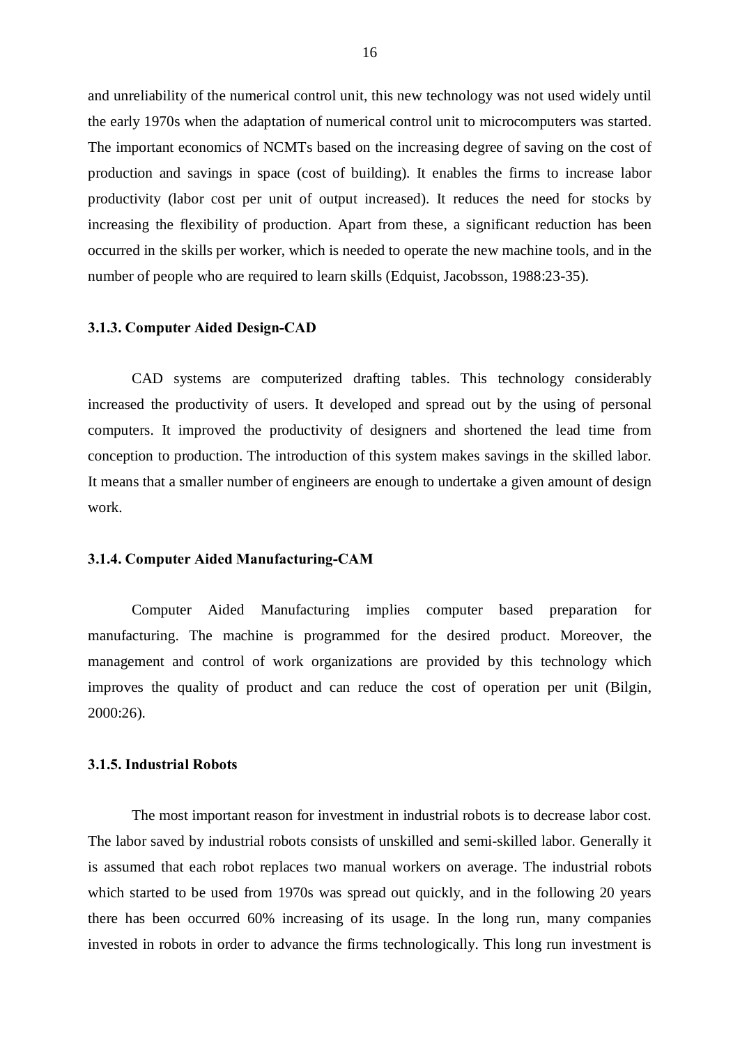and unreliability of the numerical control unit, this new technology was not used widely until the early 1970s when the adaptation of numerical control unit to microcomputers was started. The important economics of NCMTs based on the increasing degree of saving on the cost of production and savings in space (cost of building). It enables the firms to increase labor productivity (labor cost per unit of output increased). It reduces the need for stocks by increasing the flexibility of production. Apart from these, a significant reduction has been occurred in the skills per worker, which is needed to operate the new machine tools, and in the number of people who are required to learn skills (Edquist, Jacobsson, 1988:23-35).

#### 3.1.3. Computer Aided Design-CAD

CAD systems are computerized drafting tables. This technology considerably increased the productivity of users. It developed and spread out by the using of personal computers. It improved the productivity of designers and shortened the lead time from conception to production. The introduction of this system makes savings in the skilled labor. It means that a smaller number of engineers are enough to undertake a given amount of design work.

#### 3.1.4. Computer Aided Manufacturing-CAM

Computer Aided Manufacturing implies computer based preparation for manufacturing. The machine is programmed for the desired product. Moreover, the management and control of work organizations are provided by this technology which improves the quality of product and can reduce the cost of operation per unit (Bilgin, 2000:26).

#### 3.1.5. Industrial Robots

The most important reason for investment in industrial robots is to decrease labor cost. The labor saved by industrial robots consists of unskilled and semi-skilled labor. Generally it is assumed that each robot replaces two manual workers on average. The industrial robots which started to be used from 1970s was spread out quickly, and in the following 20 years there has been occurred 60% increasing of its usage. In the long run, many companies invested in robots in order to advance the firms technologically. This long run investment is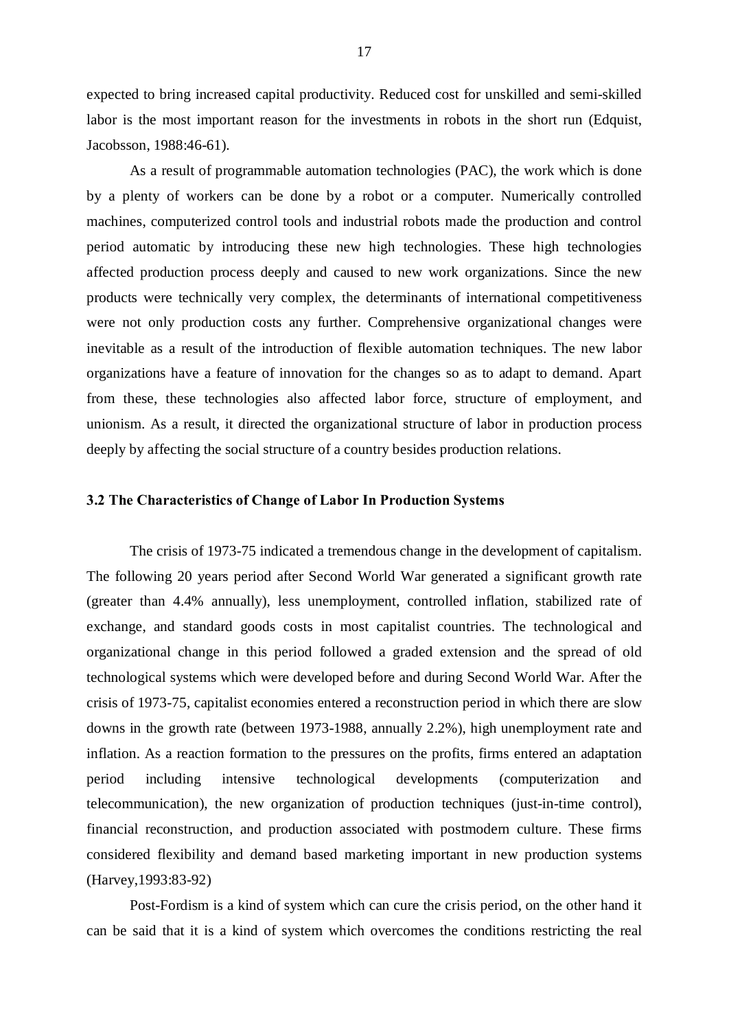expected to bring increased capital productivity. Reduced cost for unskilled and semi-skilled labor is the most important reason for the investments in robots in the short run (Edquist, Jacobsson, 1988:46-61).

As a result of programmable automation technologies (PAC), the work which is done by a plenty of workers can be done by a robot or a computer. Numerically controlled machines, computerized control tools and industrial robots made the production and control period automatic by introducing these new high technologies. These high technologies affected production process deeply and caused to new work organizations. Since the new products were technically very complex, the determinants of international competitiveness were not only production costs any further. Comprehensive organizational changes were inevitable as a result of the introduction of flexible automation techniques. The new labor organizations have a feature of innovation for the changes so as to adapt to demand. Apart from these, these technologies also affected labor force, structure of employment, and unionism. As a result, it directed the organizational structure of labor in production process deeply by affecting the social structure of a country besides production relations.

### 3.2 The Characteristics of Change of Labor In Production Systems

The crisis of 1973-75 indicated a tremendous change in the development of capitalism. The following 20 years period after Second World War generated a significant growth rate (greater than 4.4% annually), less unemployment, controlled inflation, stabilized rate of exchange, and standard goods costs in most capitalist countries. The technological and organizational change in this period followed a graded extension and the spread of old technological systems which were developed before and during Second World War. After the crisis of 1973-75, capitalist economies entered a reconstruction period in which there are slow downs in the growth rate (between 1973-1988, annually 2.2%), high unemployment rate and inflation. As a reaction formation to the pressures on the profits, firms entered an adaptation period including intensive technological developments (computerization and telecommunication), the new organization of production techniques (just-in-time control), financial reconstruction, and production associated with postmodern culture. These firms considered flexibility and demand based marketing important in new production systems (Harvey,1993:83-92)

Post-Fordism is a kind of system which can cure the crisis period, on the other hand it can be said that it is a kind of system which overcomes the conditions restricting the real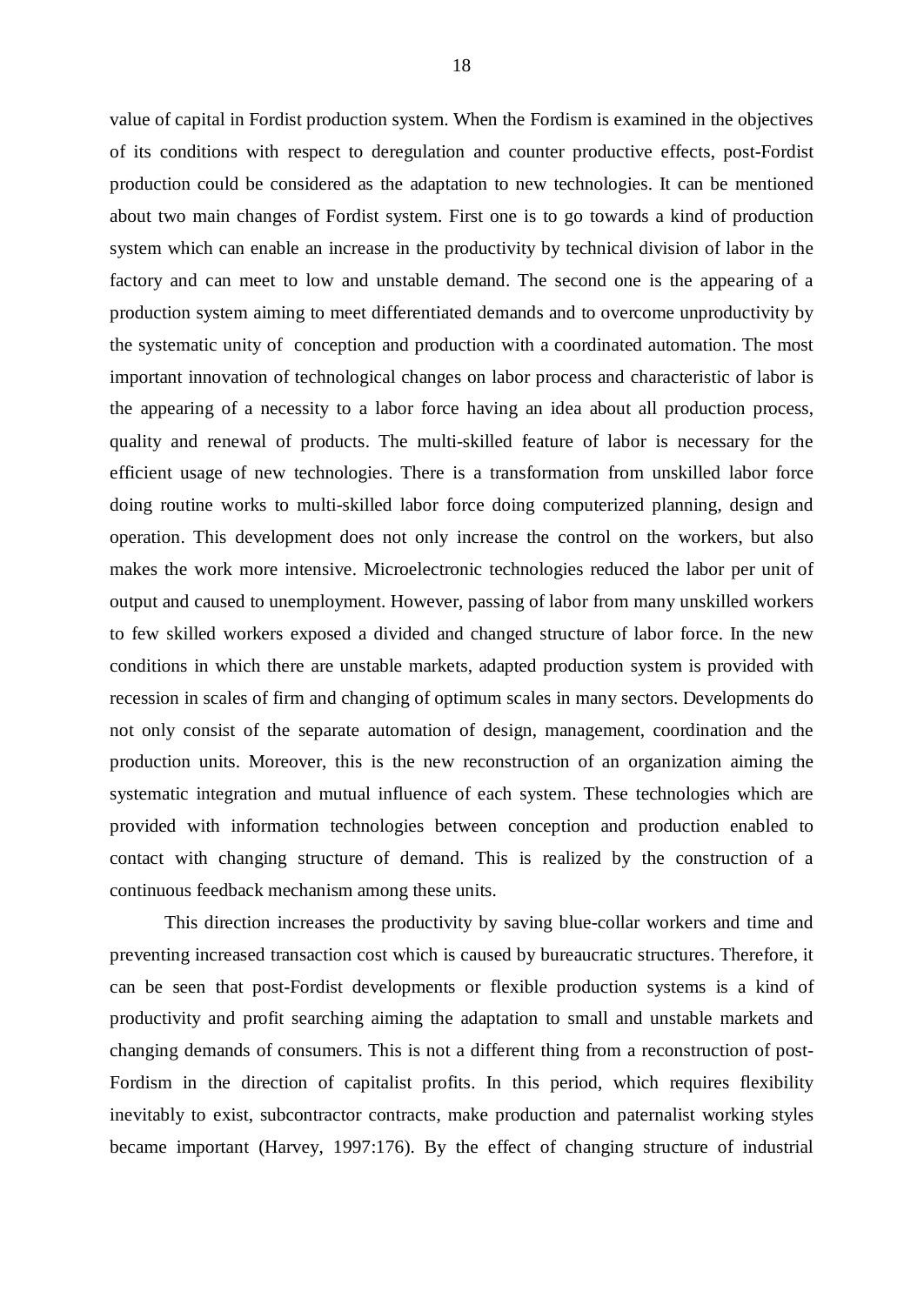value of capital in Fordist production system. When the Fordism is examined in the objectives of its conditions with respect to deregulation and counter productive effects, post-Fordist production could be considered as the adaptation to new technologies. It can be mentioned about two main changes of Fordist system. First one is to go towards a kind of production system which can enable an increase in the productivity by technical division of labor in the factory and can meet to low and unstable demand. The second one is the appearing of a production system aiming to meet differentiated demands and to overcome unproductivity by the systematic unity of conception and production with a coordinated automation. The most important innovation of technological changes on labor process and characteristic of labor is the appearing of a necessity to a labor force having an idea about all production process, quality and renewal of products. The multi-skilled feature of labor is necessary for the efficient usage of new technologies. There is a transformation from unskilled labor force doing routine works to multi-skilled labor force doing computerized planning, design and operation. This development does not only increase the control on the workers, but also makes the work more intensive. Microelectronic technologies reduced the labor per unit of output and caused to unemployment. However, passing of labor from many unskilled workers to few skilled workers exposed a divided and changed structure of labor force. In the new conditions in which there are unstable markets, adapted production system is provided with recession in scales of firm and changing of optimum scales in many sectors. Developments do not only consist of the separate automation of design, management, coordination and the production units. Moreover, this is the new reconstruction of an organization aiming the systematic integration and mutual influence of each system. These technologies which are provided with information technologies between conception and production enabled to contact with changing structure of demand. This is realized by the construction of a continuous feedback mechanism among these units.

This direction increases the productivity by saving blue-collar workers and time and preventing increased transaction cost which is caused by bureaucratic structures. Therefore, it can be seen that post-Fordist developments or flexible production systems is a kind of productivity and profit searching aiming the adaptation to small and unstable markets and changing demands of consumers. This is not a different thing from a reconstruction of post-Fordism in the direction of capitalist profits. In this period, which requires flexibility inevitably to exist, subcontractor contracts, make production and paternalist working styles became important (Harvey, 1997:176). By the effect of changing structure of industrial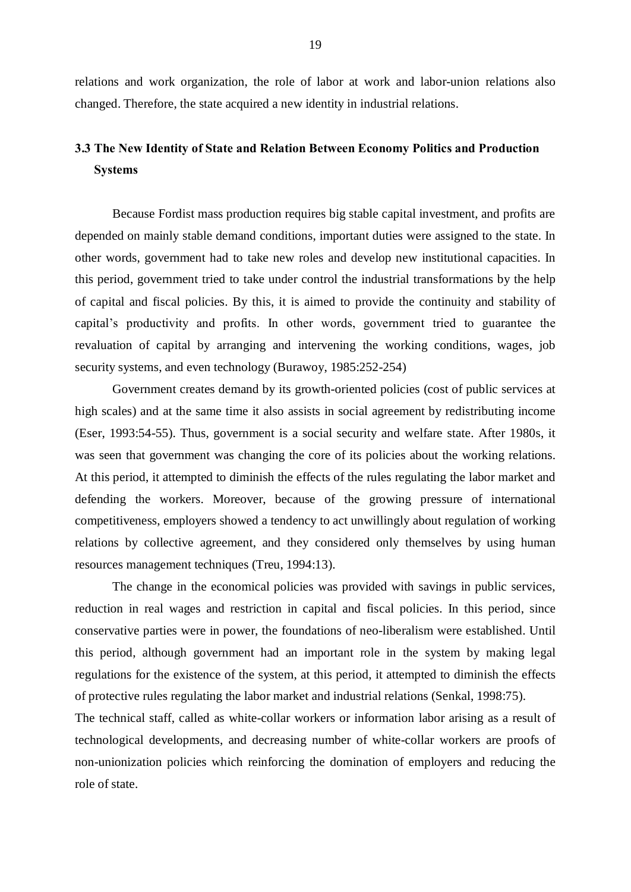relations and work organization, the role of labor at work and labor-union relations also changed. Therefore, the state acquired a new identity in industrial relations.

### 3.3 The New Identity of State and Relation Between Economy Politics and Production Systems

Because Fordist mass production requires big stable capital investment, and profits are depended on mainly stable demand conditions, important duties were assigned to the state. In other words, government had to take new roles and develop new institutional capacities. In this period, government tried to take under control the industrial transformations by the help of capital and fiscal policies. By this, it is aimed to provide the continuity and stability of capital's productivity and profits. In other words, government tried to guarantee the revaluation of capital by arranging and intervening the working conditions, wages, job security systems, and even technology (Burawoy, 1985:252-254)

Government creates demand by its growth-oriented policies (cost of public services at high scales) and at the same time it also assists in social agreement by redistributing income (Eser, 1993:54-55). Thus, government is a social security and welfare state. After 1980s, it was seen that government was changing the core of its policies about the working relations. At this period, it attempted to diminish the effects of the rules regulating the labor market and defending the workers. Moreover, because of the growing pressure of international competitiveness, employers showed a tendency to act unwillingly about regulation of working relations by collective agreement, and they considered only themselves by using human resources management techniques (Treu, 1994:13).

The change in the economical policies was provided with savings in public services, reduction in real wages and restriction in capital and fiscal policies. In this period, since conservative parties were in power, the foundations of neo-liberalism were established. Until this period, although government had an important role in the system by making legal regulations for the existence of the system, at this period, it attempted to diminish the effects of protective rules regulating the labor market and industrial relations (Senkal, 1998:75).

The technical staff, called as white-collar workers or information labor arising as a result of technological developments, and decreasing number of white-collar workers are proofs of non-unionization policies which reinforcing the domination of employers and reducing the role of state.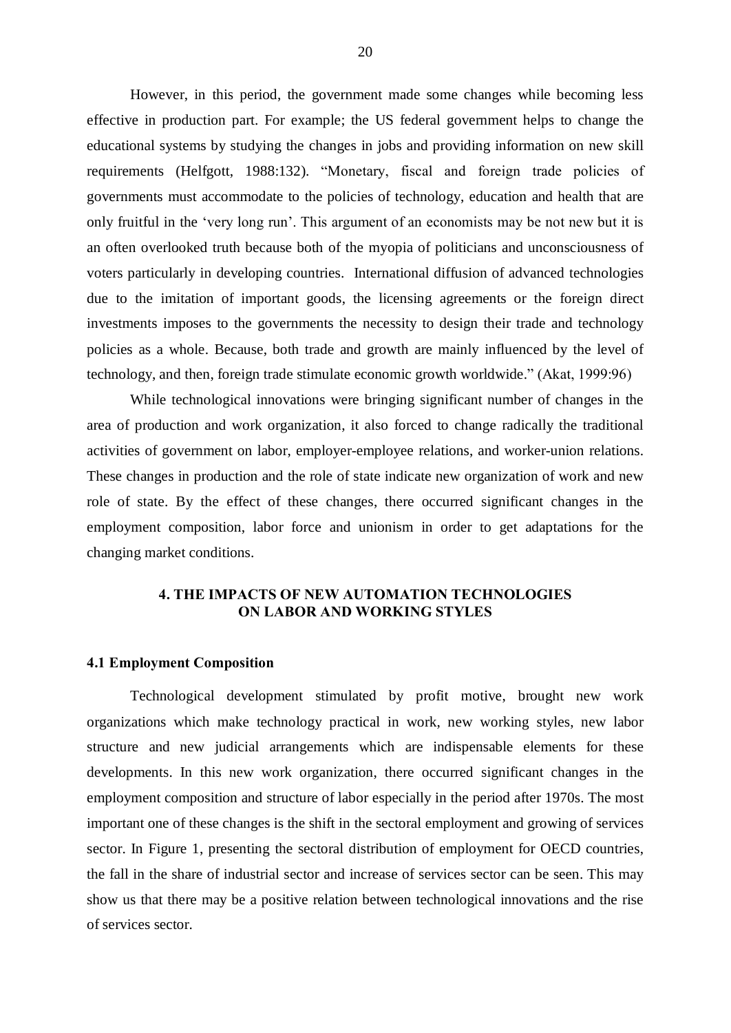However, in this period, the government made some changes while becoming less effective in production part. For example; the US federal government helps to change the educational systems by studying the changes in jobs and providing information on new skill requirements (Helfgott, 1988:132). "Monetary, fiscal and foreign trade policies of governments must accommodate to the policies of technology, education and health that are only fruitful in the 'very long run'. This argument of an economists may be not new but it is an often overlooked truth because both of the myopia of politicians and unconsciousness of voters particularly in developing countries. International diffusion of advanced technologies due to the imitation of important goods, the licensing agreements or the foreign direct investments imposes to the governments the necessity to design their trade and technology policies as a whole. Because, both trade and growth are mainly influenced by the level of technology, and then, foreign trade stimulate economic growth worldwide." (Akat, 1999:96)

While technological innovations were bringing significant number of changes in the area of production and work organization, it also forced to change radically the traditional activities of government on labor, employer-employee relations, and worker-union relations. These changes in production and the role of state indicate new organization of work and new role of state. By the effect of these changes, there occurred significant changes in the employment composition, labor force and unionism in order to get adaptations for the changing market conditions.

## 4. THE IMPACTS OF NEW AUTOMATION TECHNOLOGIES ON LABOR AND WORKING STYLES

### 4.1 Employment Composition

Technological development stimulated by profit motive, brought new work organizations which make technology practical in work, new working styles, new labor structure and new judicial arrangements which are indispensable elements for these developments. In this new work organization, there occurred significant changes in the employment composition and structure of labor especially in the period after 1970s. The most important one of these changes is the shift in the sectoral employment and growing of services sector. In Figure 1, presenting the sectoral distribution of employment for OECD countries, the fall in the share of industrial sector and increase of services sector can be seen. This may show us that there may be a positive relation between technological innovations and the rise of services sector.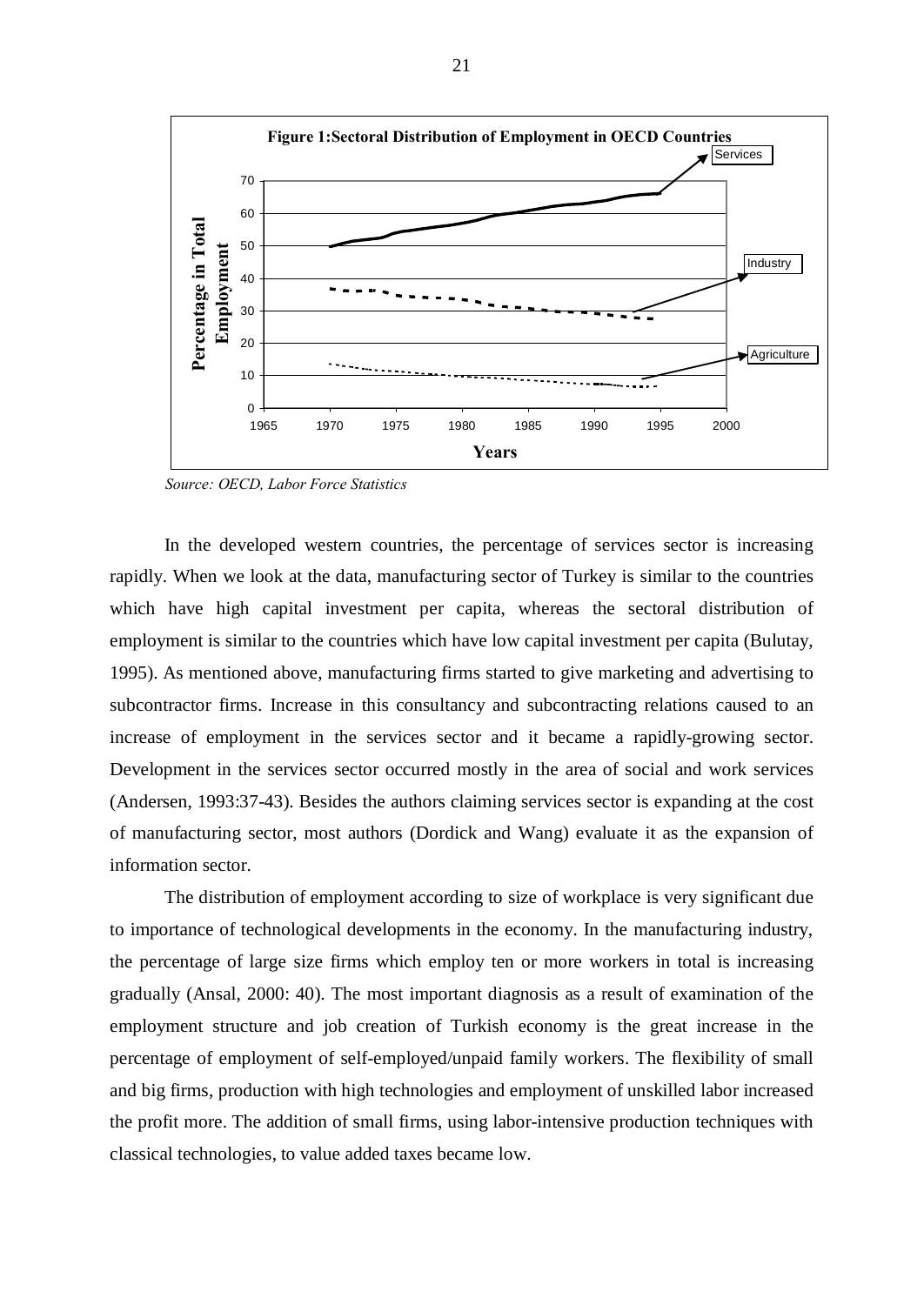**Figure 1:Sectoral Distribution of Employment in OECD Countries**

*Source: OECD, Labor Force Statistics*

In the developed western countries, the percentage of services sector is increasing rapidly. When we look at the data, manufacturing sector of Turkey is similar to the countries which have high capital investment per capita, whereas the sectoral distribution of employment is similar to the countries which have low capital investment per capita (Bulutay, 1995). As mentioned above, manufacturing firms started to give marketing and advertising to subcontractor firms. Increase in this consultancy and subcontracting relations caused to an increase of employment in the services sector and it became a rapidly-growing sector. Development in the services sector occurred mostly in the area of social and work services (Andersen, 1993:37-43). Besides the authors claiming services sector is expanding at the cost of manufacturing sector, most authors (Dordick and Wang) evaluate it as the expansion of information sector.

The distribution of employment according to size of workplace is very significant due to importance of technological developments in the economy. In the manufacturing industry, the percentage of large size firms which employ ten or more workers in total is increasing gradually (Ansal, 2000: 40). The most important diagnosis as a result of examination of the employment structure and job creation of Turkish economy is the great increase in the percentage of employment of self-employed/unpaid family workers. The flexibility of small and big firms, production with high technologies and employment of unskilled labor increased the profit more. The addition of small firms, using labor-intensive production techniques with classical technologies, to value added taxes became low.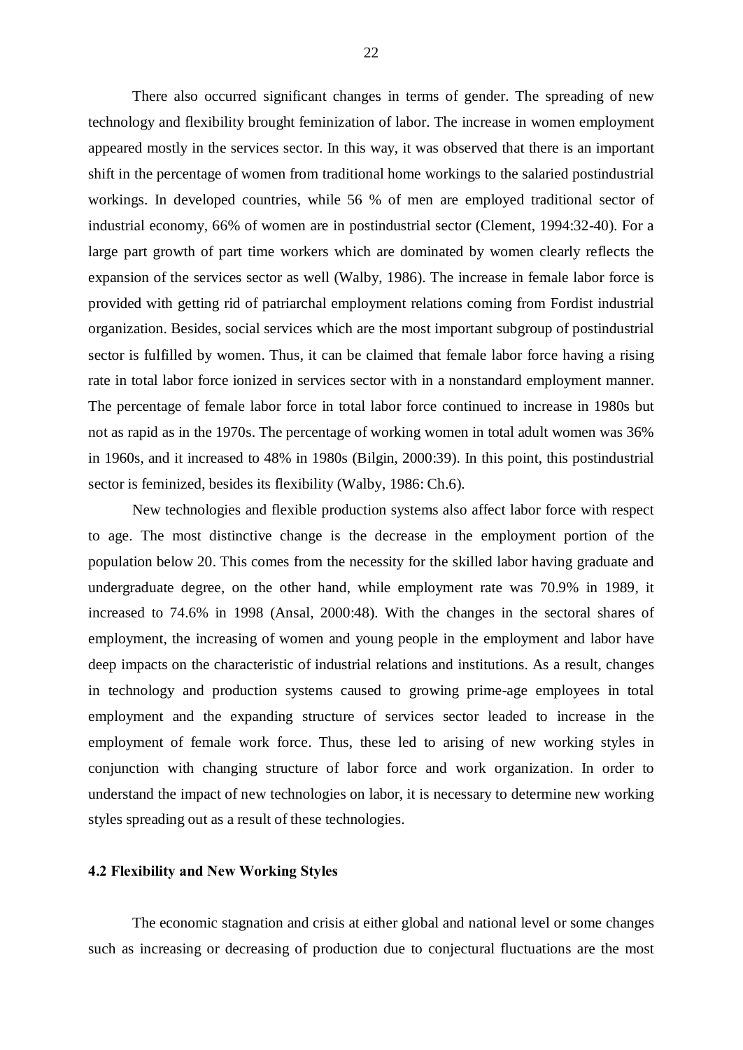There also occurred significant changes in terms of gender. The spreading of new technology and flexibility brought feminization of labor. The increase in women employment appeared mostly in the services sector. In this way, it was observed that there is an important shift in the percentage of women from traditional home workings to the salaried postindustrial workings. In developed countries, while 56 % of men are employed traditional sector of industrial economy, 66% of women are in postindustrial sector (Clement, 1994:32-40). For a large part growth of part time workers which are dominated by women clearly reflects the expansion of the services sector as well (Walby, 1986). The increase in female labor force is provided with getting rid of patriarchal employment relations coming from Fordist industrial organization. Besides, social services which are the most important subgroup of postindustrial sector is fulfilled by women. Thus, it can be claimed that female labor force having a rising rate in total labor force ionized in services sector with in a nonstandard employment manner. The percentage of female labor force in total labor force continued to increase in 1980s but not as rapid as in the 1970s. The percentage of working women in total adult women was 36% in 1960s, and it increased to 48% in 1980s (Bilgin, 2000:39). In this point, this postindustrial sector is feminized, besides its flexibility (Walby, 1986: Ch.6).

New technologies and flexible production systems also affect labor force with respect to age. The most distinctive change is the decrease in the employment portion of the population below 20. This comes from the necessity for the skilled labor having graduate and undergraduate degree, on the other hand, while employment rate was 70.9% in 1989, it increased to 74.6% in 1998 (Ansal, 2000:48). With the changes in the sectoral shares of employment, the increasing of women and young people in the employment and labor have deep impacts on the characteristic of industrial relations and institutions. As a result, changes in technology and production systems caused to growing prime-age employees in total employment and the expanding structure of services sector leaded to increase in the employment of female work force. Thus, these led to arising of new working styles in conjunction with changing structure of labor force and work organization. In order to understand the impact of new technologies on labor, it is necessary to determine new working styles spreading out as a result of these technologies.

### 4.2 Flexibility and New Working Styles

The economic stagnation and crisis at either global and national level or some changes such as increasing or decreasing of production due to conjectural fluctuations are the most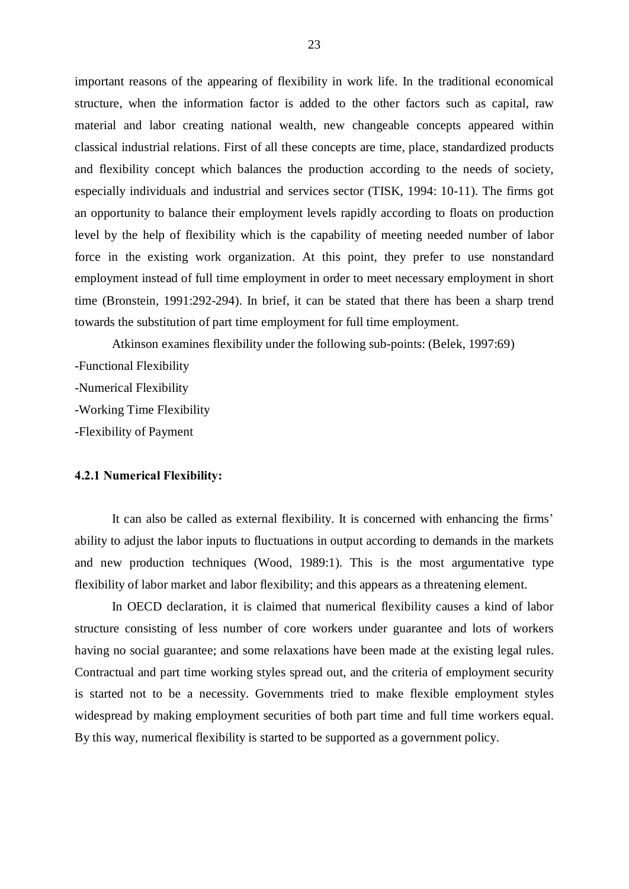important reasons of the appearing of flexibility in work life. In the traditional economical structure, when the information factor is added to the other factors such as capital, raw material and labor creating national wealth, new changeable concepts appeared within classical industrial relations. First of all these concepts are time, place, standardized products and flexibility concept which balances the production according to the needs of society, especially individuals and industrial and services sector (TISK, 1994: 10-11). The firms got an opportunity to balance their employment levels rapidly according to floats on production level by the help of flexibility which is the capability of meeting needed number of labor force in the existing work organization. At this point, they prefer to use nonstandard employment instead of full time employment in order to meet necessary employment in short time (Bronstein, 1991:292-294). In brief, it can be stated that there has been a sharp trend towards the substitution of part time employment for full time employment.

Atkinson examines flexibility under the following sub-points: (Belek, 1997:69)

-Functional Flexibility

-Numerical Flexibility

-Working Time Flexibility

-Flexibility of Payment

**4.2.1 Numerical Flexibility:**

It can also be called as external flexibility. It is concerned with enhancing the firms' ability to adjust the labor inputs to fluctuations in output according to demands in the markets and new production techniques (Wood, 1989:1). This is the most argumentative type flexibility of labor market and labor flexibility; and this appears as a threatening element.

In OECD declaration, it is claimed that numerical flexibility causes a kind of labor structure consisting of less number of core workers under guarantee and lots of workers having no social guarantee; and some relaxations have been made at the existing legal rules. Contractual and part time working styles spread out, and the criteria of employment security is started not to be a necessity. Governments tried to make flexible employment styles widespread by making employment securities of both part time and full time workers equal. By this way, numerical flexibility is started to be supported as a government policy.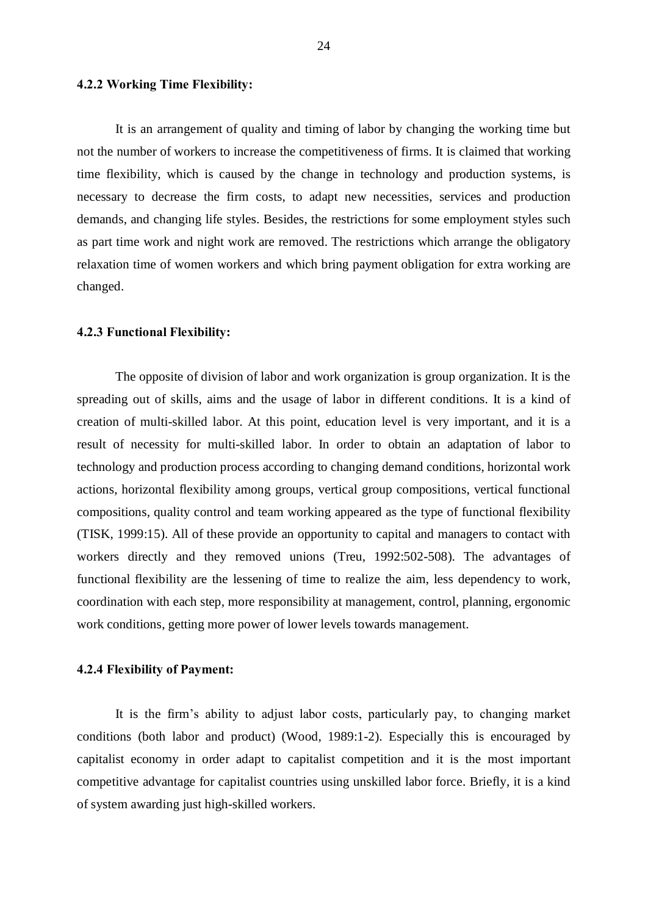#### 4.2.2 Working Time Flexibility:

It is an arrangement of quality and timing of labor by changing the working time but not the number of workers to increase the competitiveness of firms. It is claimed that working time flexibility, which is caused by the change in technology and production systems, is necessary to decrease the firm costs, to adapt new necessities, services and production demands, and changing life styles. Besides, the restrictions for some employment styles such as part time work and night work are removed. The restrictions which arrange the obligatory relaxation time of women workers and which bring payment obligation for extra working are changed.

#### 4.2.3 Functional Flexibility:

The opposite of division of labor and work organization is group organization. It is the spreading out of skills, aims and the usage of labor in different conditions. It is a kind of creation of multi-skilled labor. At this point, education level is very important, and it is a result of necessity for multi-skilled labor. In order to obtain an adaptation of labor to technology and production process according to changing demand conditions, horizontal work actions, horizontal flexibility among groups, vertical group compositions, vertical functional compositions, quality control and team working appeared as the type of functional flexibility (TISK, 1999:15). All of these provide an opportunity to capital and managers to contact with workers directly and they removed unions (Treu, 1992:502-508). The advantages of functional flexibility are the lessening of time to realize the aim, less dependency to work, coordination with each step, more responsibility at management, control, planning, ergonomic work conditions, getting more power of lower levels towards management.

#### 4.2.4 Flexibility of Payment:

It is the firm's ability to adjust labor costs, particularly pay, to changing market conditions (both labor and product) (Wood, 1989:1-2). Especially this is encouraged by capitalist economy in order adapt to capitalist competition and it is the most important competitive advantage for capitalist countries using unskilled labor force. Briefly, it is a kind of system awarding just high-skilled workers.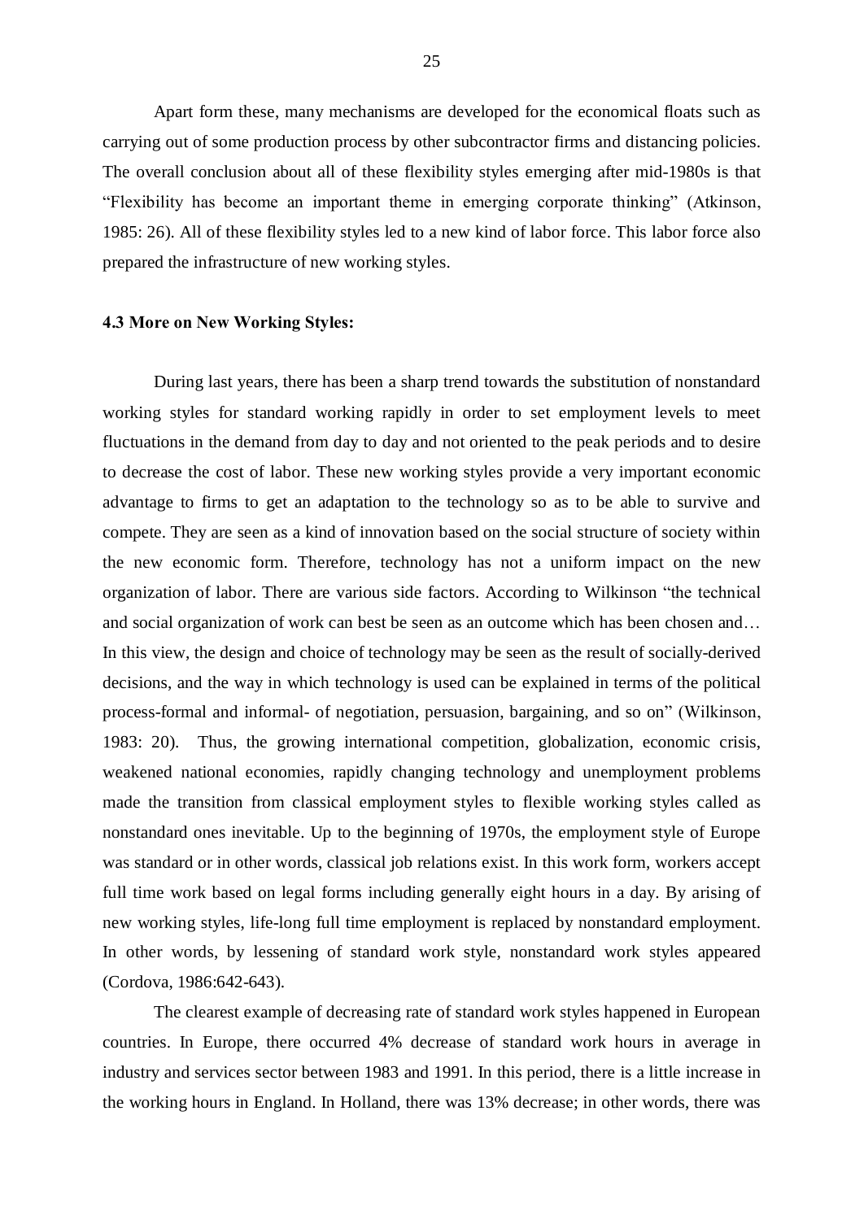Apart form these, many mechanisms are developed for the economical floats such as carrying out of some production process by other subcontractor firms and distancing policies. The overall conclusion about all of these flexibility styles emerging after mid-1980s is that "Flexibility has become an important theme in emerging corporate thinking" (Atkinson, 1985: 26). All of these flexibility styles led to a new kind of labor force. This labor force also prepared the infrastructure of new working styles.

### 4.3 More on New Working Styles:

During last years, there has been a sharp trend towards the substitution of nonstandard working styles for standard working rapidly in order to set employment levels to meet fluctuations in the demand from day to day and not oriented to the peak periods and to desire to decrease the cost of labor. These new working styles provide a very important economic advantage to firms to get an adaptation to the technology so as to be able to survive and compete. They are seen as a kind of innovation based on the social structure of society within the new economic form. Therefore, technology has not a uniform impact on the new organization of labor. There are various side factors. According to Wilkinson "the technical and social organization of work can best be seen as an outcome which has been chosen and… In this view, the design and choice of technology may be seen as the result of socially-derived decisions, and the way in which technology is used can be explained in terms of the political process-formal and informal- of negotiation, persuasion, bargaining, and so on" (Wilkinson, 1983: 20). Thus, the growing international competition, globalization, economic crisis, weakened national economies, rapidly changing technology and unemployment problems made the transition from classical employment styles to flexible working styles called as nonstandard ones inevitable. Up to the beginning of 1970s, the employment style of Europe was standard or in other words, classical job relations exist. In this work form, workers accept full time work based on legal forms including generally eight hours in a day. By arising of new working styles, life-long full time employment is replaced by nonstandard employment. In other words, by lessening of standard work style, nonstandard work styles appeared (Cordova, 1986:642-643).

The clearest example of decreasing rate of standard work styles happened in European countries. In Europe, there occurred 4% decrease of standard work hours in average in industry and services sector between 1983 and 1991. In this period, there is a little increase in the working hours in England. In Holland, there was 13% decrease; in other words, there was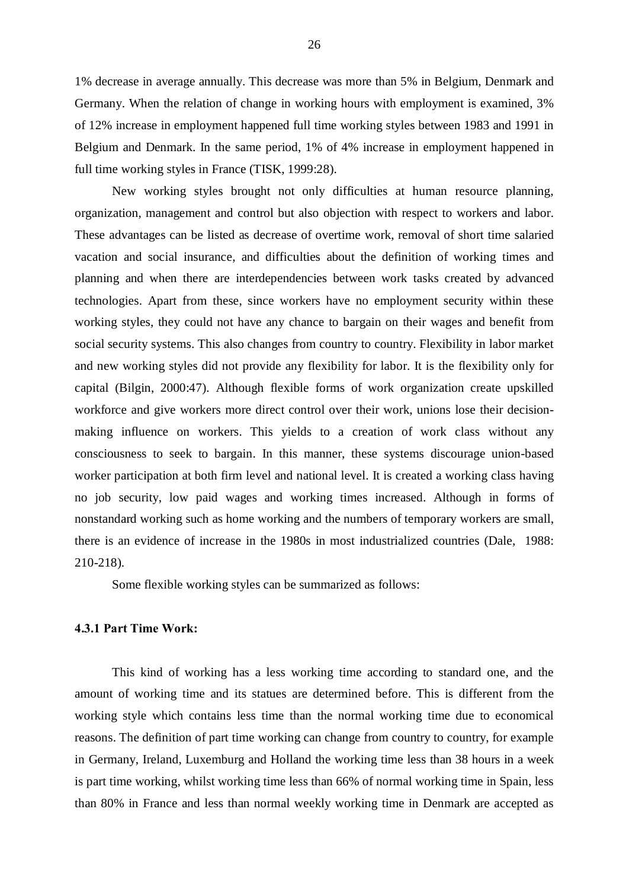1% decrease in average annually. This decrease was more than 5% in Belgium, Denmark and Germany. When the relation of change in working hours with employment is examined, 3% of 12% increase in employment happened full time working styles between 1983 and 1991 in Belgium and Denmark. In the same period, 1% of 4% increase in employment happened in full time working styles in France (TISK, 1999:28).

New working styles brought not only difficulties at human resource planning, organization, management and control but also objection with respect to workers and labor. These advantages can be listed as decrease of overtime work, removal of short time salaried vacation and social insurance, and difficulties about the definition of working times and planning and when there are interdependencies between work tasks created by advanced technologies. Apart from these, since workers have no employment security within these working styles, they could not have any chance to bargain on their wages and benefit from social security systems. This also changes from country to country. Flexibility in labor market and new working styles did not provide any flexibility for labor. It is the flexibility only for capital (Bilgin, 2000:47). Although flexible forms of work organization create upskilled workforce and give workers more direct control over their work, unions lose their decision-making influence on workers. This yields to a creation of work class without any consciousness to seek to bargain. In this manner, these systems discourage union-based worker participation at both firm level and national level. It is created a working class having no job security, low paid wages and working times increased. Although in forms of nonstandard working such as home working and the numbers of temporary workers are small, there is an evidence of increase in the 1980s in most industrialized countries (Dale, 1988: 210-218).

Some flexible working styles can be summarized as follows:

### 4.3.1 Part Time Work:

This kind of working has a less working time according to standard one, and the amount of working time and its statues are determined before. This is different from the working style which contains less time than the normal working time due to economical reasons. The definition of part time working can change from country to country, for example in Germany, Ireland, Luxemburg and Holland the working time less than 38 hours in a week is part time working, whilst working time less than 66% of normal working time in Spain, less than 80% in France and less than normal weekly working time in Denmark are accepted as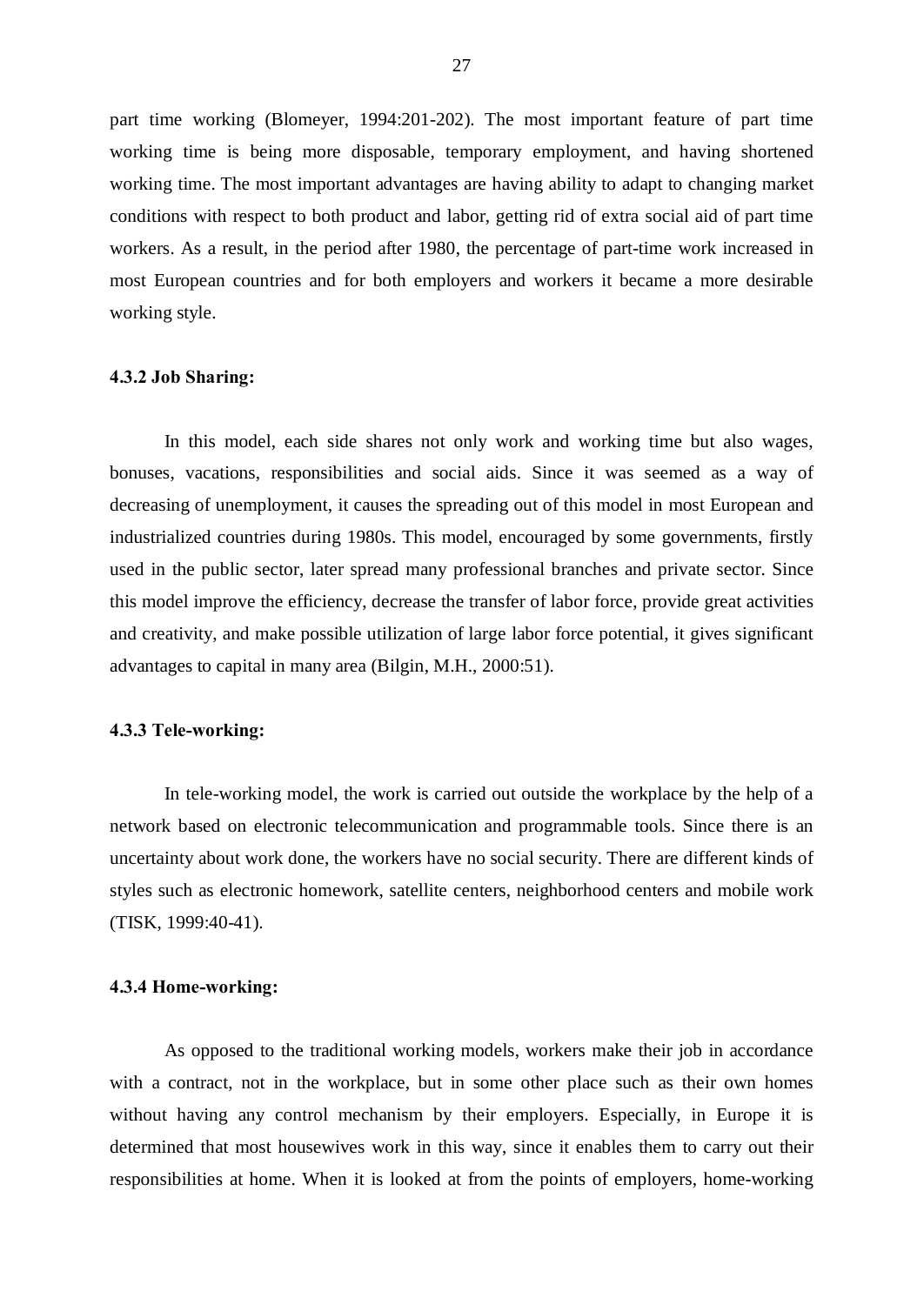part time working (Blomeyer, 1994:201-202). The most important feature of part time working time is being more disposable, temporary employment, and having shortened working time. The most important advantages are having ability to adapt to changing market conditions with respect to both product and labor, getting rid of extra social aid of part time workers. As a result, in the period after 1980, the percentage of part-time work increased in most European countries and for both employers and workers it became a more desirable working style.

#### 4.3.2 Job Sharing:

In this model, each side shares not only work and working time but also wages, bonuses, vacations, responsibilities and social aids. Since it was seemed as a way of decreasing of unemployment, it causes the spreading out of this model in most European and industrialized countries during 1980s. This model, encouraged by some governments, firstly used in the public sector, later spread many professional branches and private sector. Since this model improve the efficiency, decrease the transfer of labor force, provide great activities and creativity, and make possible utilization of large labor force potential, it gives significant advantages to capital in many area (Bilgin, M.H., 2000:51).

#### 4.3.3 Tele-working:

In tele-working model, the work is carried out outside the workplace by the help of a network based on electronic telecommunication and programmable tools. Since there is an uncertainty about work done, the workers have no social security. There are different kinds of styles such as electronic homework, satellite centers, neighborhood centers and mobile work (TISK, 1999:40-41).

#### 4.3.4 Home-working:

As opposed to the traditional working models, workers make their job in accordance with a contract, not in the workplace, but in some other place such as their own homes without having any control mechanism by their employers. Especially, in Europe it is determined that most housewives work in this way, since it enables them to carry out their responsibilities at home. When it is looked at from the points of employers, home-working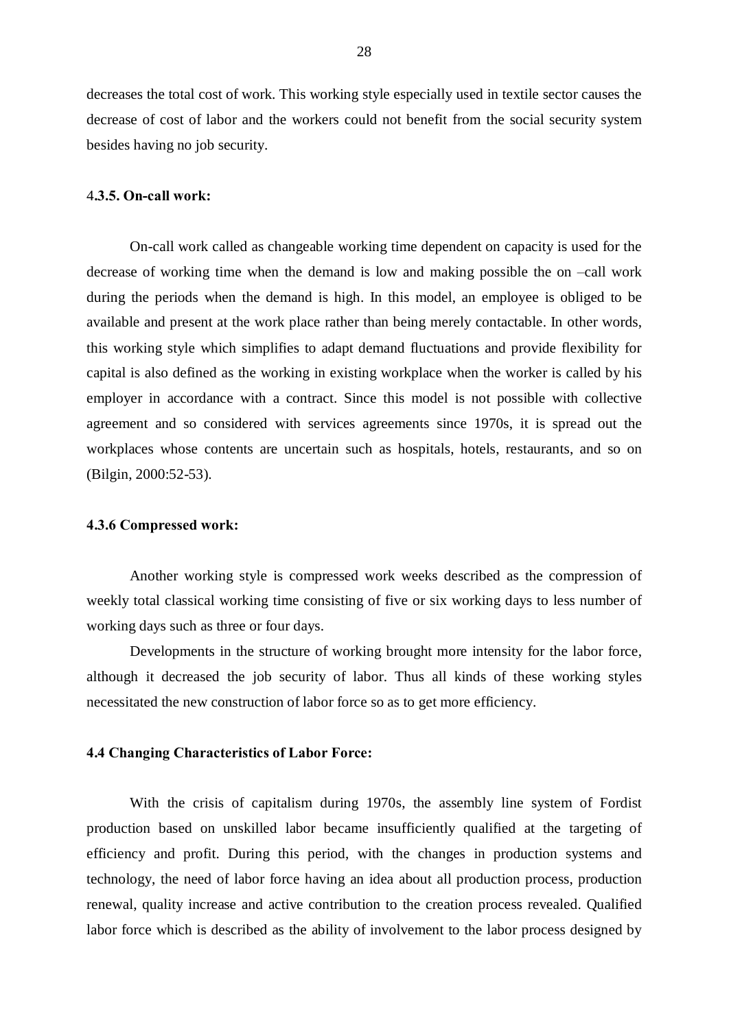decreases the total cost of work. This working style especially used in textile sector causes the decrease of cost of labor and the workers could not benefit from the social security system besides having no job security.

### 4.3.5. On-call work:

On-call work called as changeable working time dependent on capacity is used for the decrease of working time when the demand is low and making possible the on –call work during the periods when the demand is high. In this model, an employee is obliged to be available and present at the work place rather than being merely contactable. In other words, this working style which simplifies to adapt demand fluctuations and provide flexibility for capital is also defined as the working in existing workplace when the worker is called by his employer in accordance with a contract. Since this model is not possible with collective agreement and so considered with services agreements since 1970s, it is spread out the workplaces whose contents are uncertain such as hospitals, hotels, restaurants, and so on (Bilgin, 2000:52-53).

### 4.3.6 Compressed work:

Another working style is compressed work weeks described as the compression of weekly total classical working time consisting of five or six working days to less number of working days such as three or four days.

Developments in the structure of working brought more intensity for the labor force, although it decreased the job security of labor. Thus all kinds of these working styles necessitated the new construction of labor force so as to get more efficiency.

## 4.4 Changing Characteristics of Labor Force:

With the crisis of capitalism during 1970s, the assembly line system of Fordist production based on unskilled labor became insufficiently qualified at the targeting of efficiency and profit. During this period, with the changes in production systems and technology, the need of labor force having an idea about all production process, production renewal, quality increase and active contribution to the creation process revealed. Qualified labor force which is described as the ability of involvement to the labor process designed by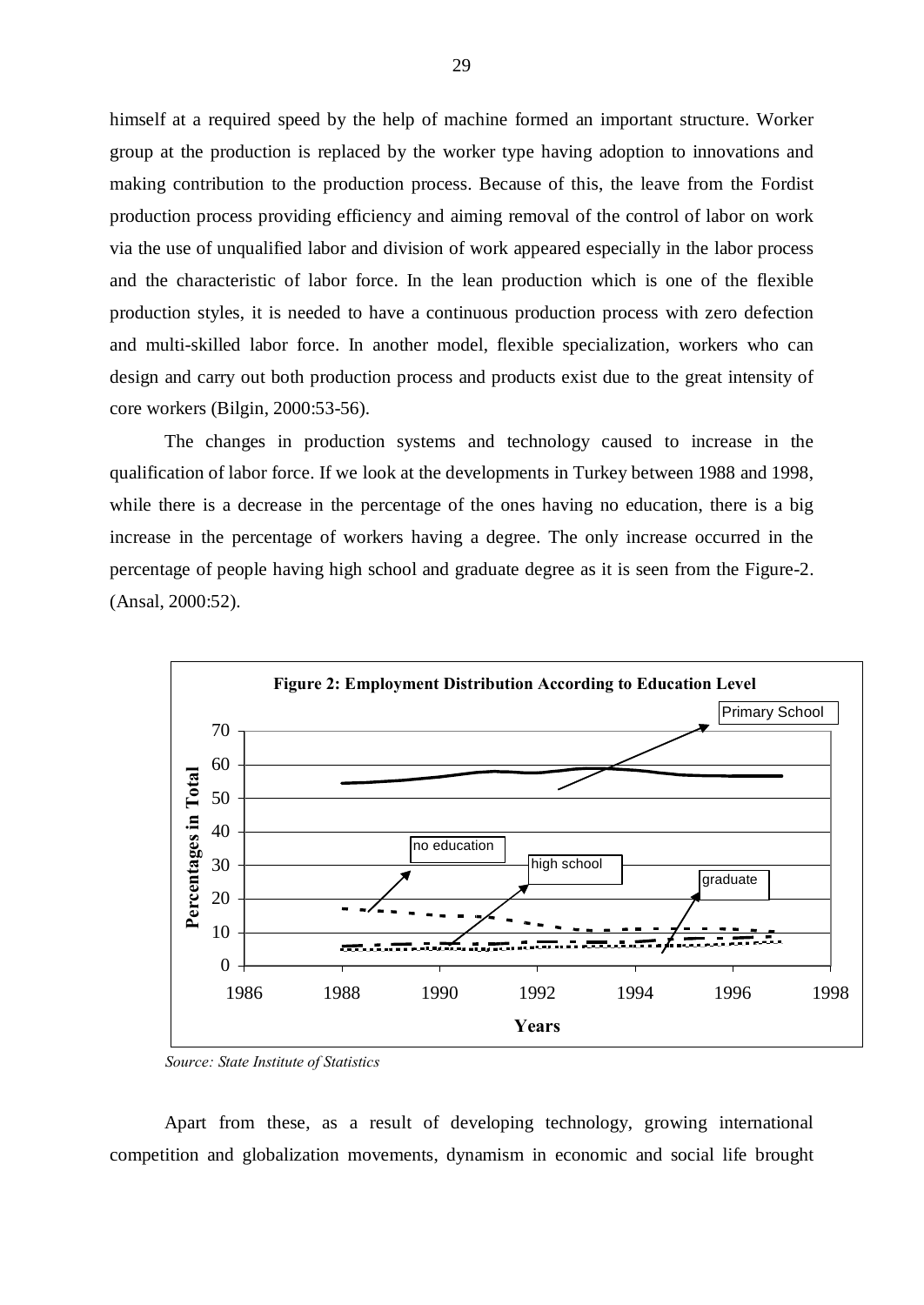himself at a required speed by the help of machine formed an important structure. Worker group at the production is replaced by the worker type having adoption to innovations and making contribution to the production process. Because of this, the leave from the Fordist production process providing efficiency and aiming removal of the control of labor on work via the use of unqualified labor and division of work appeared especially in the labor process and the characteristic of labor force. In the lean production which is one of the flexible production styles, it is needed to have a continuous production process with zero defection and multi-skilled labor force. In another model, flexible specialization, workers who can design and carry out both production process and products exist due to the great intensity of core workers (Bilgin, 2000:53-56).

The changes in production systems and technology caused to increase in the qualification of labor force. If we look at the developments in Turkey between 1988 and 1998, while there is a decrease in the percentage of the ones having no education, there is a big increase in the percentage of workers having a degree. The only increase occurred in the percentage of people having high school and graduate degree as it is seen from the Figure-2. (Ansal, 2000:52).

**Figure 2: Employment Distribution According to Education Level**

*Source: State Institute of Statistics*

Apart from these, as a result of developing technology, growing international competition and globalization movements, dynamism in economic and social life brought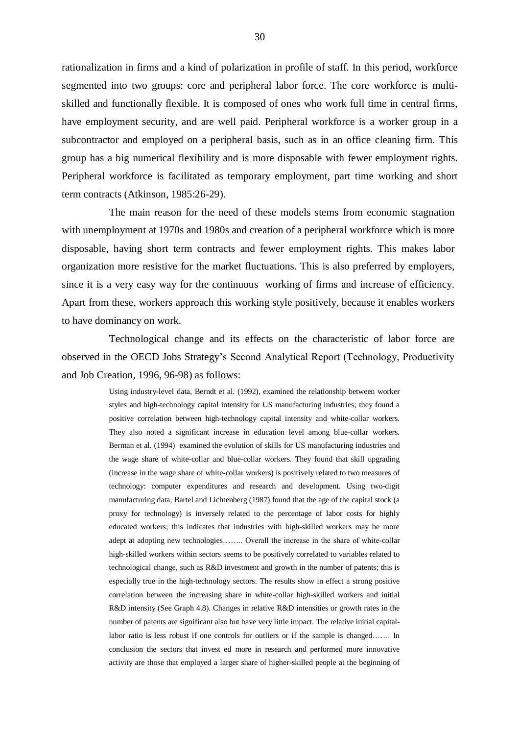rationalization in firms and a kind of polarization in profile of staff. In this period, workforce segmented into two groups: core and peripheral labor force. The core workforce is multi-skilled and functionally flexible. It is composed of ones who work full time in central firms, have employment security, and are well paid. Peripheral workforce is a worker group in a subcontractor and employed on a peripheral basis, such as in an office cleaning firm. This group has a big numerical flexibility and is more disposable with fewer employment rights. Peripheral workforce is facilitated as temporary employment, part time working and short term contracts (Atkinson, 1985:26-29).

The main reason for the need of these models stems from economic stagnation with unemployment at 1970s and 1980s and creation of a peripheral workforce which is more disposable, having short term contracts and fewer employment rights. This makes labor organization more resistive for the market fluctuations. This is also preferred by employers, since it is a very easy way for the continuous working of firms and increase of efficiency. Apart from these, workers approach this working style positively, because it enables workers to have dominancy on work.

Technological change and its effects on the characteristic of labor force are observed in the OECD Jobs Strategy's Second Analytical Report (Technology, Productivity and Job Creation, 1996, 96-98) as follows:

> Using industry-level data, Berndt et al. (1992), examined the relationship between worker styles and high-technology capital intensity for US manufacturing industries; they found a positive correlation between high-technology capital intensity and white-collar workers. They also noted a significant increase in education level among blue-collar workers. Berman et al. (1994) examined the evolution of skills for US manufacturing industries and the wage share of white-collar and blue-collar workers. They found that skill upgrading (increase in the wage share of white-collar workers) is positively related to two measures of technology: computer expenditures and research and development. Using two-digit manufacturing data, Bartel and Lichtenberg (1987) found that the age of the capital stock (a proxy for technology) is inversely related to the percentage of labor costs for highly educated workers; this indicates that industries with high-skilled workers may be more adept at adopting new technologies…….. Overall the increase in the share of white-collar high-skilled workers within sectors seems to be positively correlated to variables related to technological change, such as R&D investment and growth in the number of patents; this is especially true in the high-technology sectors. The results show in effect a strong positive correlation between the increasing share in white-collar high-skilled workers and initial R&D intensity (See Graph 4.8). Changes in relative R&D intensities or growth rates in the number of patents are significant also but have very little impact. The relative initial capital-labor ratio is less robust if one controls for outliers or if the sample is changed……. In conclusion the sectors that invest ed more in research and performed more innovative activity are those that employed a larger share of higher-skilled people at the beginning of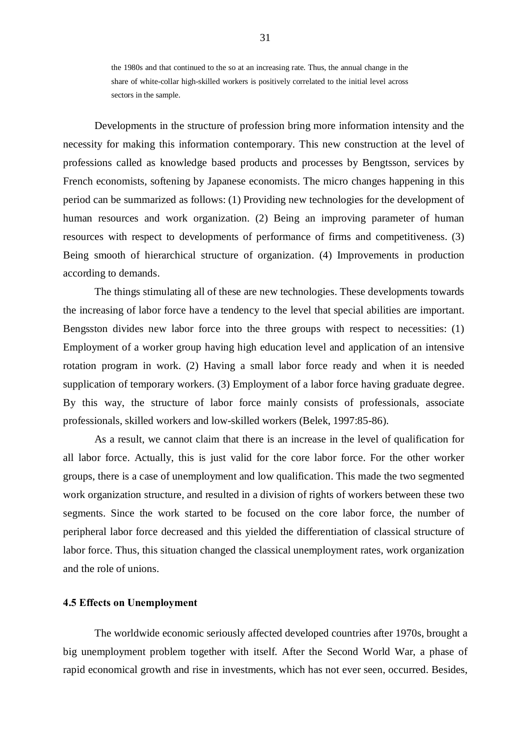the 1980s and that continued to the so at an increasing rate. Thus, the annual change in the share of white-collar high-skilled workers is positively correlated to the initial level across sectors in the sample.

Developments in the structure of profession bring more information intensity and the necessity for making this information contemporary. This new construction at the level of professions called as knowledge based products and processes by Bengtsson, services by French economists, softening by Japanese economists. The micro changes happening in this period can be summarized as follows: (1) Providing new technologies for the development of human resources and work organization. (2) Being an improving parameter of human resources with respect to developments of performance of firms and competitiveness. (3) Being smooth of hierarchical structure of organization. (4) Improvements in production according to demands.

The things stimulating all of these are new technologies. These developments towards the increasing of labor force have a tendency to the level that special abilities are important. Bengsston divides new labor force into the three groups with respect to necessities: (1) Employment of a worker group having high education level and application of an intensive rotation program in work. (2) Having a small labor force ready and when it is needed supplication of temporary workers. (3) Employment of a labor force having graduate degree. By this way, the structure of labor force mainly consists of professionals, associate professionals, skilled workers and low-skilled workers (Belek, 1997:85-86).

As a result, we cannot claim that there is an increase in the level of qualification for all labor force. Actually, this is just valid for the core labor force. For the other worker groups, there is a case of unemployment and low qualification. This made the two segmented work organization structure, and resulted in a division of rights of workers between these two segments. Since the work started to be focused on the core labor force, the number of peripheral labor force decreased and this yielded the differentiation of classical structure of labor force. Thus, this situation changed the classical unemployment rates, work organization and the role of unions.

### 4.5 Effects on Unemployment

The worldwide economic seriously affected developed countries after 1970s, brought a big unemployment problem together with itself. After the Second World War, a phase of rapid economical growth and rise in investments, which has not ever seen, occurred. Besides,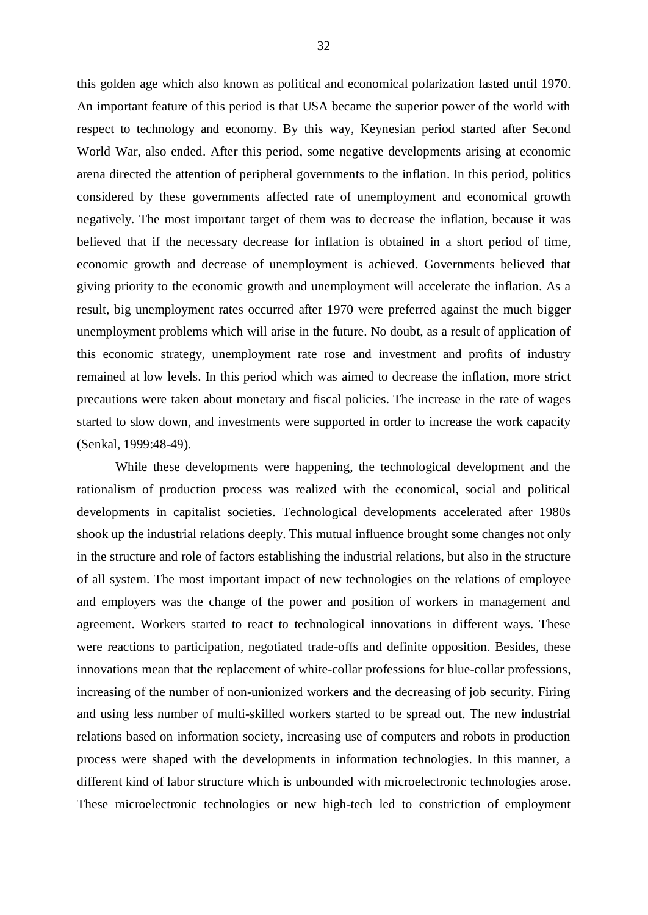this golden age which also known as political and economical polarization lasted until 1970. An important feature of this period is that USA became the superior power of the world with respect to technology and economy. By this way, Keynesian period started after Second World War, also ended. After this period, some negative developments arising at economic arena directed the attention of peripheral governments to the inflation. In this period, politics considered by these governments affected rate of unemployment and economical growth negatively. The most important target of them was to decrease the inflation, because it was believed that if the necessary decrease for inflation is obtained in a short period of time, economic growth and decrease of unemployment is achieved. Governments believed that giving priority to the economic growth and unemployment will accelerate the inflation. As a result, big unemployment rates occurred after 1970 were preferred against the much bigger unemployment problems which will arise in the future. No doubt, as a result of application of this economic strategy, unemployment rate rose and investment and profits of industry remained at low levels. In this period which was aimed to decrease the inflation, more strict precautions were taken about monetary and fiscal policies. The increase in the rate of wages started to slow down, and investments were supported in order to increase the work capacity (Senkal, 1999:48-49).

While these developments were happening, the technological development and the rationalism of production process was realized with the economical, social and political developments in capitalist societies. Technological developments accelerated after 1980s shook up the industrial relations deeply. This mutual influence brought some changes not only in the structure and role of factors establishing the industrial relations, but also in the structure of all system. The most important impact of new technologies on the relations of employee and employers was the change of the power and position of workers in management and agreement. Workers started to react to technological innovations in different ways. These were reactions to participation, negotiated trade-offs and definite opposition. Besides, these innovations mean that the replacement of white-collar professions for blue-collar professions, increasing of the number of non-unionized workers and the decreasing of job security. Firing and using less number of multi-skilled workers started to be spread out. The new industrial relations based on information society, increasing use of computers and robots in production process were shaped with the developments in information technologies. In this manner, a different kind of labor structure which is unbounded with microelectronic technologies arose. These microelectronic technologies or new high-tech led to constriction of employment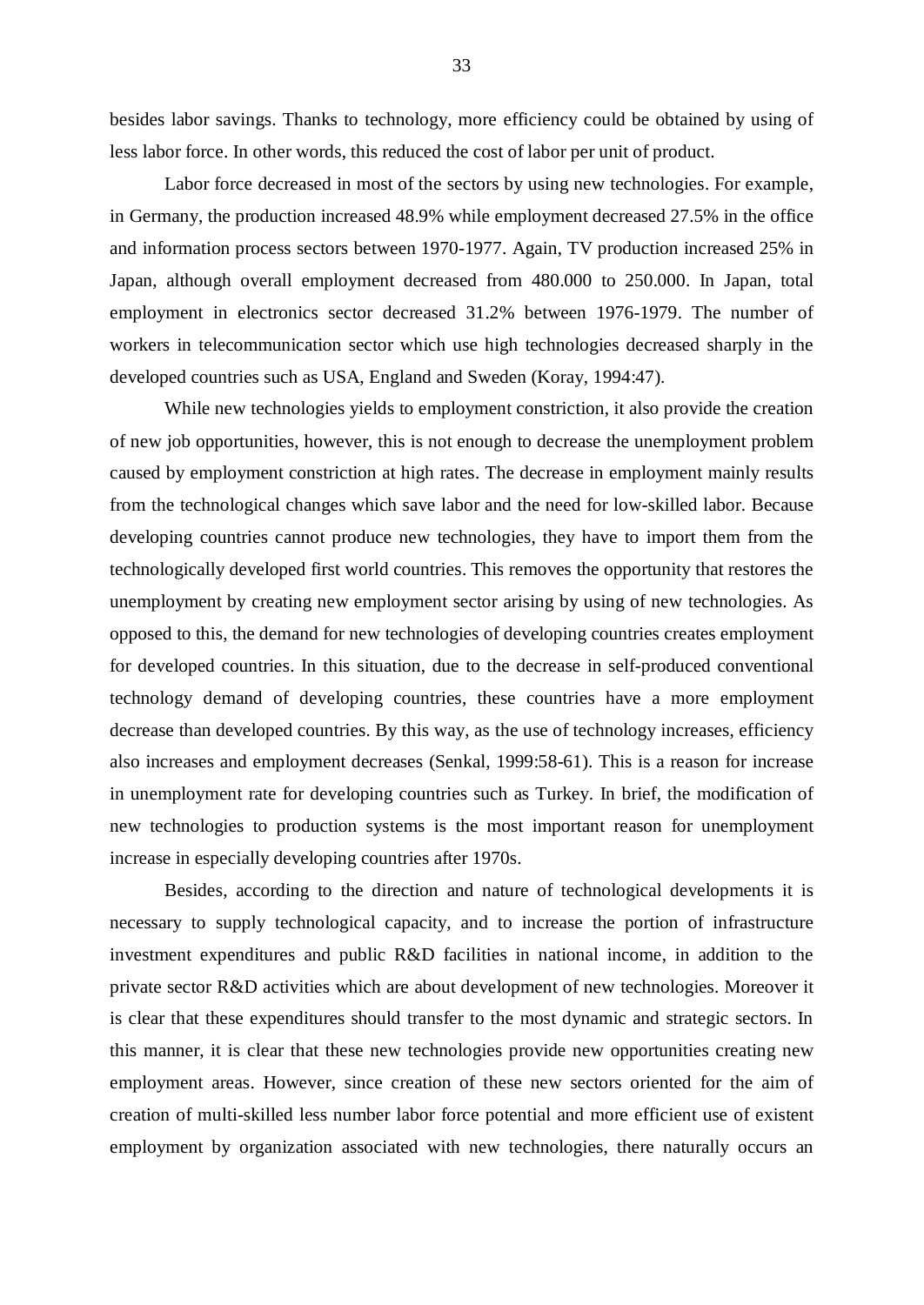besides labor savings. Thanks to technology, more efficiency could be obtained by using of less labor force. In other words, this reduced the cost of labor per unit of product.

Labor force decreased in most of the sectors by using new technologies. For example, in Germany, the production increased 48.9% while employment decreased 27.5% in the office and information process sectors between 1970-1977. Again, TV production increased 25% in Japan, although overall employment decreased from 480.000 to 250.000. In Japan, total employment in electronics sector decreased 31.2% between 1976-1979. The number of workers in telecommunication sector which use high technologies decreased sharply in the developed countries such as USA, England and Sweden (Koray, 1994:47).

While new technologies yields to employment constriction, it also provide the creation of new job opportunities, however, this is not enough to decrease the unemployment problem caused by employment constriction at high rates. The decrease in employment mainly results from the technological changes which save labor and the need for low-skilled labor. Because developing countries cannot produce new technologies, they have to import them from the technologically developed first world countries. This removes the opportunity that restores the unemployment by creating new employment sector arising by using of new technologies. As opposed to this, the demand for new technologies of developing countries creates employment for developed countries. In this situation, due to the decrease in self-produced conventional technology demand of developing countries, these countries have a more employment decrease than developed countries. By this way, as the use of technology increases, efficiency also increases and employment decreases (Senkal, 1999:58-61). This is a reason for increase in unemployment rate for developing countries such as Turkey. In brief, the modification of new technologies to production systems is the most important reason for unemployment increase in especially developing countries after 1970s.

Besides, according to the direction and nature of technological developments it is necessary to supply technological capacity, and to increase the portion of infrastructure investment expenditures and public R&D facilities in national income, in addition to the private sector R&D activities which are about development of new technologies. Moreover it is clear that these expenditures should transfer to the most dynamic and strategic sectors. In this manner, it is clear that these new technologies provide new opportunities creating new employment areas. However, since creation of these new sectors oriented for the aim of creation of multi-skilled less number labor force potential and more efficient use of existent employment by organization associated with new technologies, there naturally occurs an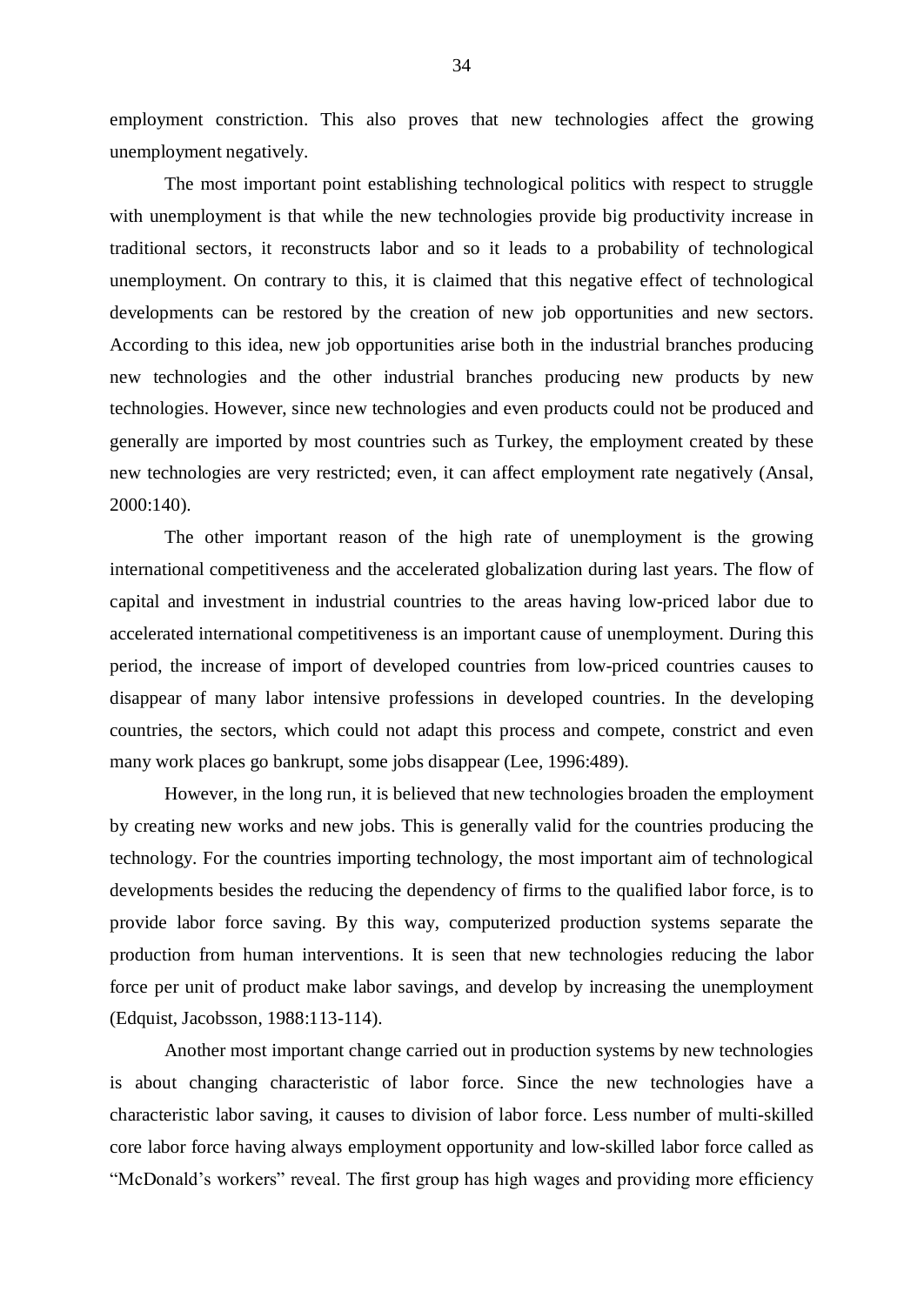employment constriction. This also proves that new technologies affect the growing unemployment negatively.

The most important point establishing technological politics with respect to struggle with unemployment is that while the new technologies provide big productivity increase in traditional sectors, it reconstructs labor and so it leads to a probability of technological unemployment. On contrary to this, it is claimed that this negative effect of technological developments can be restored by the creation of new job opportunities and new sectors. According to this idea, new job opportunities arise both in the industrial branches producing new technologies and the other industrial branches producing new products by new technologies. However, since new technologies and even products could not be produced and generally are imported by most countries such as Turkey, the employment created by these new technologies are very restricted; even, it can affect employment rate negatively (Ansal, 2000:140).

The other important reason of the high rate of unemployment is the growing international competitiveness and the accelerated globalization during last years. The flow of capital and investment in industrial countries to the areas having low-priced labor due to accelerated international competitiveness is an important cause of unemployment. During this period, the increase of import of developed countries from low-priced countries causes to disappear of many labor intensive professions in developed countries. In the developing countries, the sectors, which could not adapt this process and compete, constrict and even many work places go bankrupt, some jobs disappear (Lee, 1996:489).

However, in the long run, it is believed that new technologies broaden the employment by creating new works and new jobs. This is generally valid for the countries producing the technology. For the countries importing technology, the most important aim of technological developments besides the reducing the dependency of firms to the qualified labor force, is to provide labor force saving. By this way, computerized production systems separate the production from human interventions. It is seen that new technologies reducing the labor force per unit of product make labor savings, and develop by increasing the unemployment (Edquist, Jacobsson, 1988:113-114).

Another most important change carried out in production systems by new technologies is about changing characteristic of labor force. Since the new technologies have a characteristic labor saving, it causes to division of labor force. Less number of multi-skilled core labor force having always employment opportunity and low-skilled labor force called as "McDonald's workers" reveal. The first group has high wages and providing more efficiency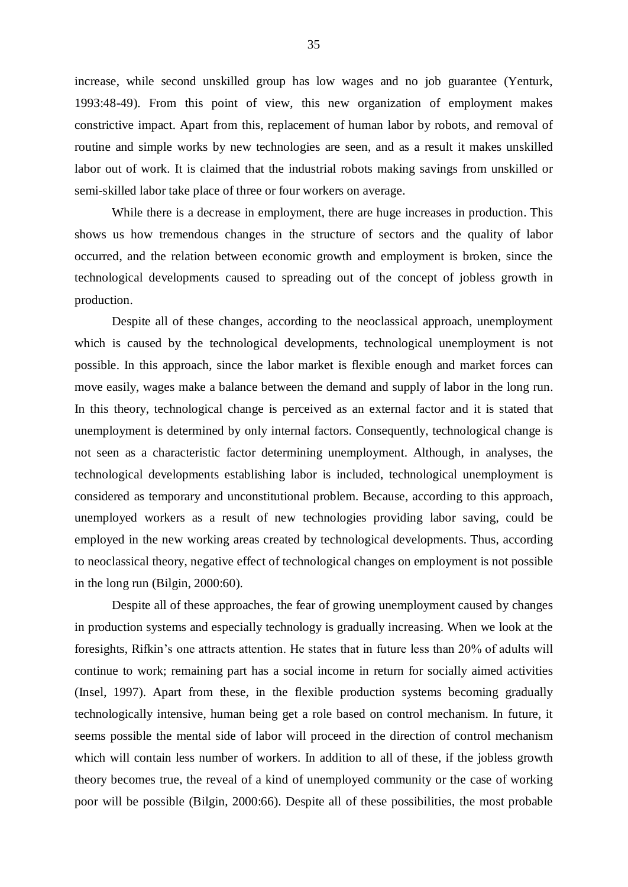increase, while second unskilled group has low wages and no job guarantee (Yenturk, 1993:48-49). From this point of view, this new organization of employment makes constrictive impact. Apart from this, replacement of human labor by robots, and removal of routine and simple works by new technologies are seen, and as a result it makes unskilled labor out of work. It is claimed that the industrial robots making savings from unskilled or semi-skilled labor take place of three or four workers on average.

While there is a decrease in employment, there are huge increases in production. This shows us how tremendous changes in the structure of sectors and the quality of labor occurred, and the relation between economic growth and employment is broken, since the technological developments caused to spreading out of the concept of jobless growth in production.

Despite all of these changes, according to the neoclassical approach, unemployment which is caused by the technological developments, technological unemployment is not possible. In this approach, since the labor market is flexible enough and market forces can move easily, wages make a balance between the demand and supply of labor in the long run. In this theory, technological change is perceived as an external factor and it is stated that unemployment is determined by only internal factors. Consequently, technological change is not seen as a characteristic factor determining unemployment. Although, in analyses, the technological developments establishing labor is included, technological unemployment is considered as temporary and unconstitutional problem. Because, according to this approach, unemployed workers as a result of new technologies providing labor saving, could be employed in the new working areas created by technological developments. Thus, according to neoclassical theory, negative effect of technological changes on employment is not possible in the long run (Bilgin, 2000:60).

Despite all of these approaches, the fear of growing unemployment caused by changes in production systems and especially technology is gradually increasing. When we look at the foresights, Rifkin's one attracts attention. He states that in future less than 20% of adults will continue to work; remaining part has a social income in return for socially aimed activities (Insel, 1997). Apart from these, in the flexible production systems becoming gradually technologically intensive, human being get a role based on control mechanism. In future, it seems possible the mental side of labor will proceed in the direction of control mechanism which will contain less number of workers. In addition to all of these, if the jobless growth theory becomes true, the reveal of a kind of unemployed community or the case of working poor will be possible (Bilgin, 2000:66). Despite all of these possibilities, the most probable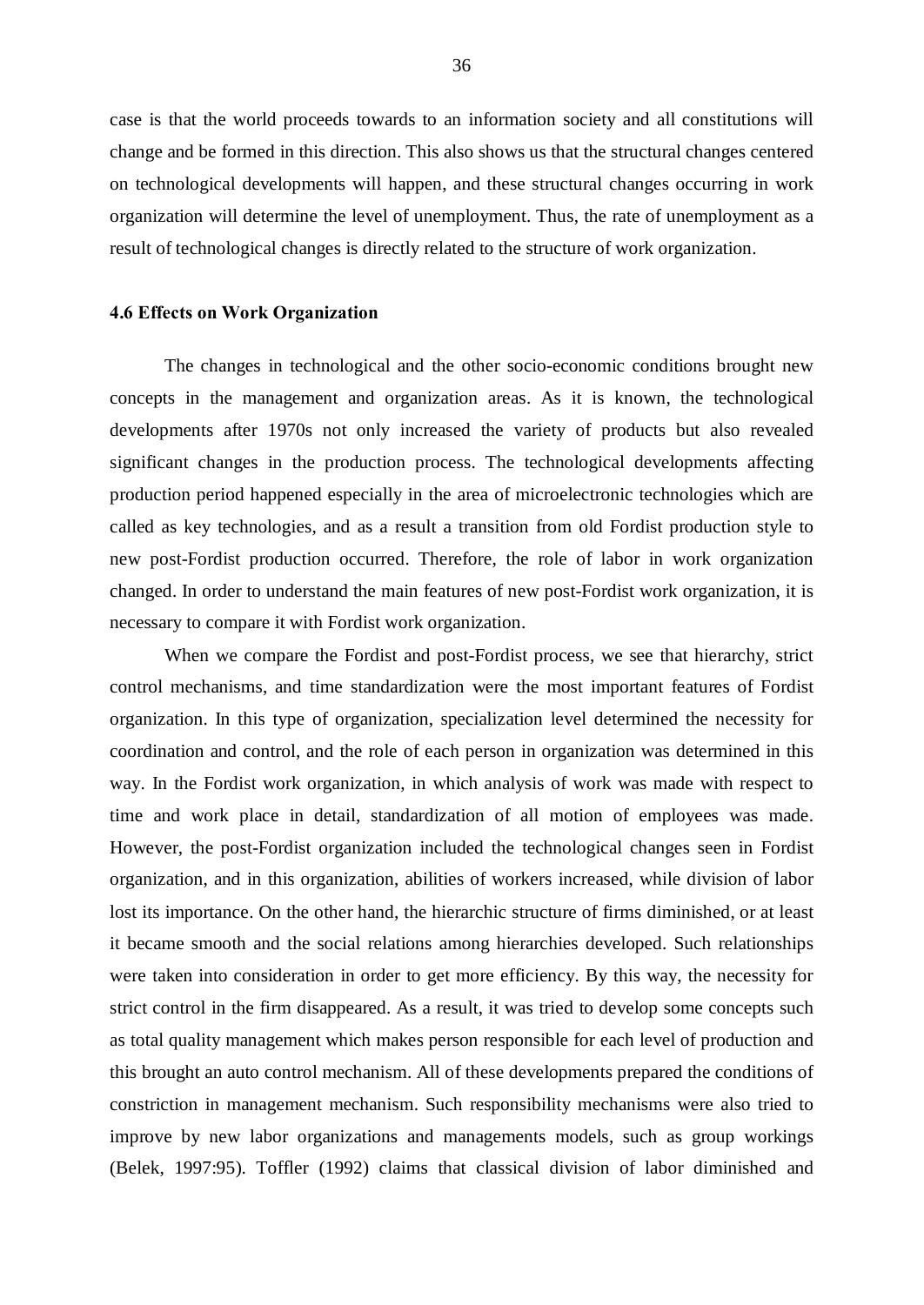case is that the world proceeds towards to an information society and all constitutions will change and be formed in this direction. This also shows us that the structural changes centered on technological developments will happen, and these structural changes occurring in work organization will determine the level of unemployment. Thus, the rate of unemployment as a result of technological changes is directly related to the structure of work organization.

### 4.6 Effects on Work Organization

The changes in technological and the other socio-economic conditions brought new concepts in the management and organization areas. As it is known, the technological developments after 1970s not only increased the variety of products but also revealed significant changes in the production process. The technological developments affecting production period happened especially in the area of microelectronic technologies which are called as key technologies, and as a result a transition from old Fordist production style to new post-Fordist production occurred. Therefore, the role of labor in work organization changed. In order to understand the main features of new post-Fordist work organization, it is necessary to compare it with Fordist work organization.

When we compare the Fordist and post-Fordist process, we see that hierarchy, strict control mechanisms, and time standardization were the most important features of Fordist organization. In this type of organization, specialization level determined the necessity for coordination and control, and the role of each person in organization was determined in this way. In the Fordist work organization, in which analysis of work was made with respect to time and work place in detail, standardization of all motion of employees was made. However, the post-Fordist organization included the technological changes seen in Fordist organization, and in this organization, abilities of workers increased, while division of labor lost its importance. On the other hand, the hierarchic structure of firms diminished, or at least it became smooth and the social relations among hierarchies developed. Such relationships were taken into consideration in order to get more efficiency. By this way, the necessity for strict control in the firm disappeared. As a result, it was tried to develop some concepts such as total quality management which makes person responsible for each level of production and this brought an auto control mechanism. All of these developments prepared the conditions of constriction in management mechanism. Such responsibility mechanisms were also tried to improve by new labor organizations and managements models, such as group workings (Belek, 1997:95). Toffler (1992) claims that classical division of labor diminished and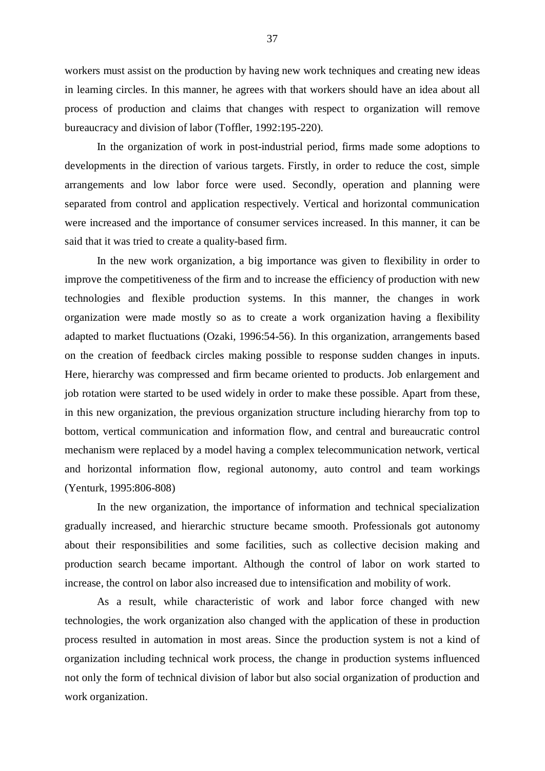workers must assist on the production by having new work techniques and creating new ideas in learning circles. In this manner, he agrees with that workers should have an idea about all process of production and claims that changes with respect to organization will remove bureaucracy and division of labor (Toffler, 1992:195-220).

In the organization of work in post-industrial period, firms made some adoptions to developments in the direction of various targets. Firstly, in order to reduce the cost, simple arrangements and low labor force were used. Secondly, operation and planning were separated from control and application respectively. Vertical and horizontal communication were increased and the importance of consumer services increased. In this manner, it can be said that it was tried to create a quality-based firm.

In the new work organization, a big importance was given to flexibility in order to improve the competitiveness of the firm and to increase the efficiency of production with new technologies and flexible production systems. In this manner, the changes in work organization were made mostly so as to create a work organization having a flexibility adapted to market fluctuations (Ozaki, 1996:54-56). In this organization, arrangements based on the creation of feedback circles making possible to response sudden changes in inputs. Here, hierarchy was compressed and firm became oriented to products. Job enlargement and job rotation were started to be used widely in order to make these possible. Apart from these, in this new organization, the previous organization structure including hierarchy from top to bottom, vertical communication and information flow, and central and bureaucratic control mechanism were replaced by a model having a complex telecommunication network, vertical and horizontal information flow, regional autonomy, auto control and team workings (Yenturk, 1995:806-808)

In the new organization, the importance of information and technical specialization gradually increased, and hierarchic structure became smooth. Professionals got autonomy about their responsibilities and some facilities, such as collective decision making and production search became important. Although the control of labor on work started to increase, the control on labor also increased due to intensification and mobility of work.

As a result, while characteristic of work and labor force changed with new technologies, the work organization also changed with the application of these in production process resulted in automation in most areas. Since the production system is not a kind of organization including technical work process, the change in production systems influenced not only the form of technical division of labor but also social organization of production and work organization.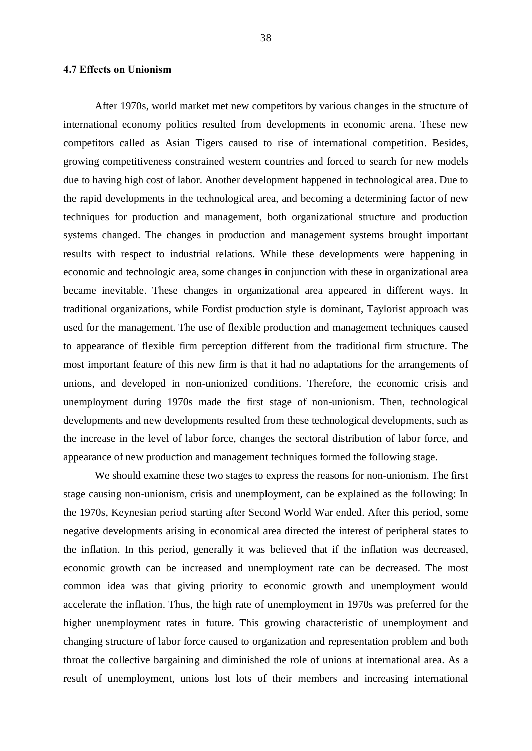### 4.7 Effects on Unionism

After 1970s, world market met new competitors by various changes in the structure of international economy politics resulted from developments in economic arena. These new competitors called as Asian Tigers caused to rise of international competition. Besides, growing competitiveness constrained western countries and forced to search for new models due to having high cost of labor. Another development happened in technological area. Due to the rapid developments in the technological area, and becoming a determining factor of new techniques for production and management, both organizational structure and production systems changed. The changes in production and management systems brought important results with respect to industrial relations. While these developments were happening in economic and technologic area, some changes in conjunction with these in organizational area became inevitable. These changes in organizational area appeared in different ways. In traditional organizations, while Fordist production style is dominant, Taylorist approach was used for the management. The use of flexible production and management techniques caused to appearance of flexible firm perception different from the traditional firm structure. The most important feature of this new firm is that it had no adaptations for the arrangements of unions, and developed in non-unionized conditions. Therefore, the economic crisis and unemployment during 1970s made the first stage of non-unionism. Then, technological developments and new developments resulted from these technological developments, such as the increase in the level of labor force, changes the sectoral distribution of labor force, and appearance of new production and management techniques formed the following stage.

We should examine these two stages to express the reasons for non-unionism. The first stage causing non-unionism, crisis and unemployment, can be explained as the following: In the 1970s, Keynesian period starting after Second World War ended. After this period, some negative developments arising in economical area directed the interest of peripheral states to the inflation. In this period, generally it was believed that if the inflation was decreased, economic growth can be increased and unemployment rate can be decreased. The most common idea was that giving priority to economic growth and unemployment would accelerate the inflation. Thus, the high rate of unemployment in 1970s was preferred for the higher unemployment rates in future. This growing characteristic of unemployment and changing structure of labor force caused to organization and representation problem and both throat the collective bargaining and diminished the role of unions at international area. As a result of unemployment, unions lost lots of their members and increasing international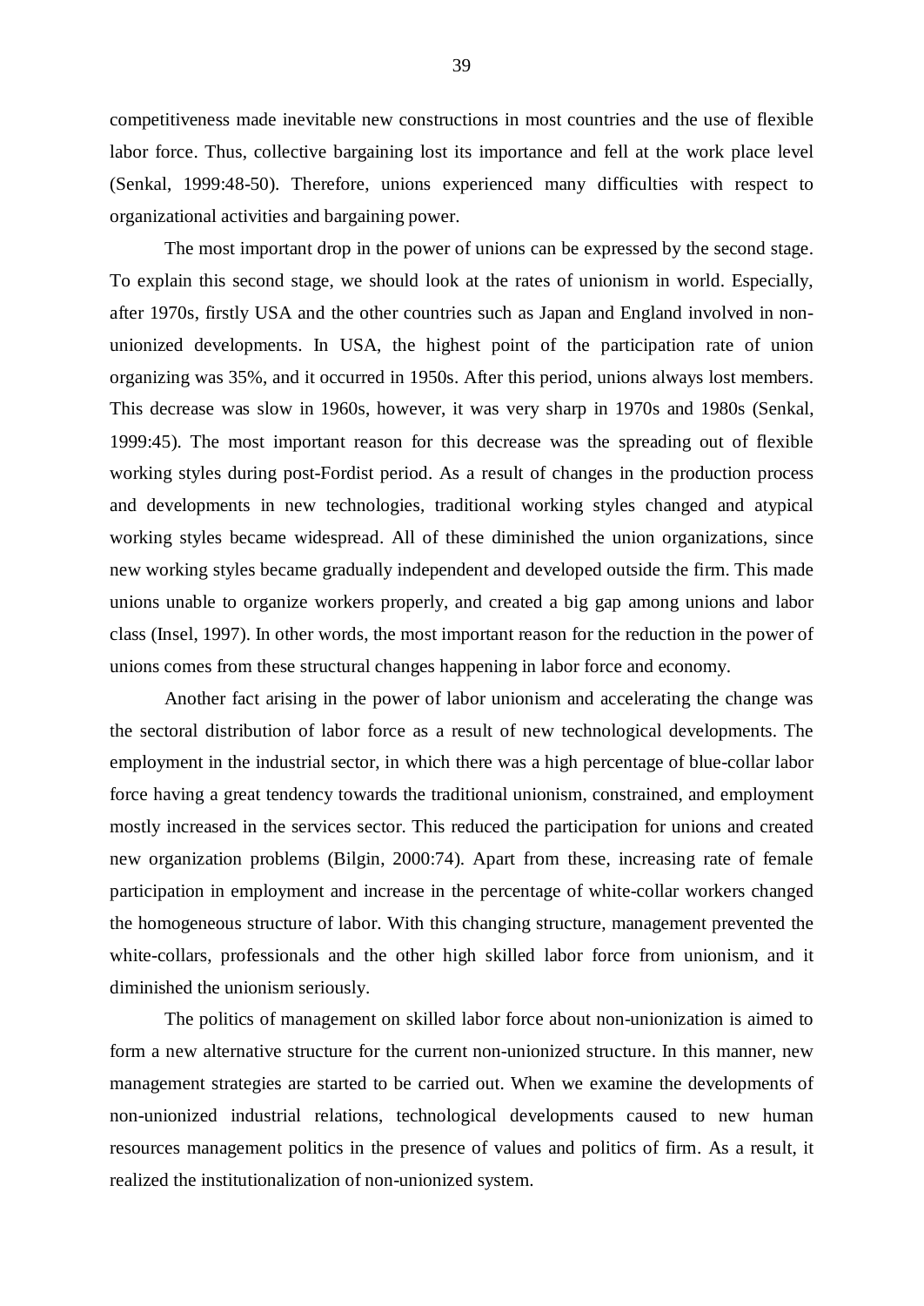competitiveness made inevitable new constructions in most countries and the use of flexible labor force. Thus, collective bargaining lost its importance and fell at the work place level (Senkal, 1999:48-50). Therefore, unions experienced many difficulties with respect to organizational activities and bargaining power.

The most important drop in the power of unions can be expressed by the second stage. To explain this second stage, we should look at the rates of unionism in world. Especially, after 1970s, firstly USA and the other countries such as Japan and England involved in non-unionized developments. In USA, the highest point of the participation rate of union organizing was 35%, and it occurred in 1950s. After this period, unions always lost members. This decrease was slow in 1960s, however, it was very sharp in 1970s and 1980s (Senkal, 1999:45). The most important reason for this decrease was the spreading out of flexible working styles during post-Fordist period. As a result of changes in the production process and developments in new technologies, traditional working styles changed and atypical working styles became widespread. All of these diminished the union organizations, since new working styles became gradually independent and developed outside the firm. This made unions unable to organize workers properly, and created a big gap among unions and labor class (Insel, 1997). In other words, the most important reason for the reduction in the power of unions comes from these structural changes happening in labor force and economy.

Another fact arising in the power of labor unionism and accelerating the change was the sectoral distribution of labor force as a result of new technological developments. The employment in the industrial sector, in which there was a high percentage of blue-collar labor force having a great tendency towards the traditional unionism, constrained, and employment mostly increased in the services sector. This reduced the participation for unions and created new organization problems (Bilgin, 2000:74). Apart from these, increasing rate of female participation in employment and increase in the percentage of white-collar workers changed the homogeneous structure of labor. With this changing structure, management prevented the white-collars, professionals and the other high skilled labor force from unionism, and it diminished the unionism seriously.

The politics of management on skilled labor force about non-unionization is aimed to form a new alternative structure for the current non-unionized structure. In this manner, new management strategies are started to be carried out. When we examine the developments of non-unionized industrial relations, technological developments caused to new human resources management politics in the presence of values and politics of firm. As a result, it realized the institutionalization of non-unionized system.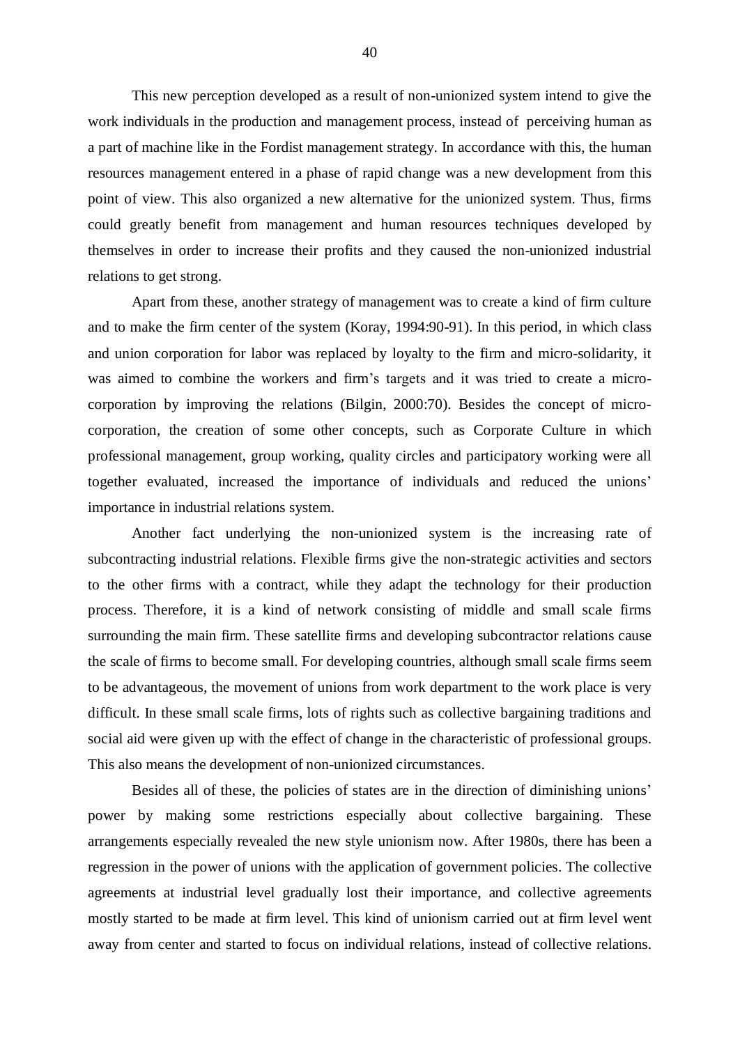This new perception developed as a result of non-unionized system intend to give the work individuals in the production and management process, instead of perceiving human as a part of machine like in the Fordist management strategy. In accordance with this, the human resources management entered in a phase of rapid change was a new development from this point of view. This also organized a new alternative for the unionized system. Thus, firms could greatly benefit from management and human resources techniques developed by themselves in order to increase their profits and they caused the non-unionized industrial relations to get strong.

Apart from these, another strategy of management was to create a kind of firm culture and to make the firm center of the system (Koray, 1994:90-91). In this period, in which class and union corporation for labor was replaced by loyalty to the firm and micro-solidarity, it was aimed to combine the workers and firm's targets and it was tried to create a micro-corporation by improving the relations (Bilgin, 2000:70). Besides the concept of micro-corporation, the creation of some other concepts, such as Corporate Culture in which professional management, group working, quality circles and participatory working were all together evaluated, increased the importance of individuals and reduced the unions' importance in industrial relations system.

Another fact underlying the non-unionized system is the increasing rate of subcontracting industrial relations. Flexible firms give the non-strategic activities and sectors to the other firms with a contract, while they adapt the technology for their production process. Therefore, it is a kind of network consisting of middle and small scale firms surrounding the main firm. These satellite firms and developing subcontractor relations cause the scale of firms to become small. For developing countries, although small scale firms seem to be advantageous, the movement of unions from work department to the work place is very difficult. In these small scale firms, lots of rights such as collective bargaining traditions and social aid were given up with the effect of change in the characteristic of professional groups. This also means the development of non-unionized circumstances.

Besides all of these, the policies of states are in the direction of diminishing unions' power by making some restrictions especially about collective bargaining. These arrangements especially revealed the new style unionism now. After 1980s, there has been a regression in the power of unions with the application of government policies. The collective agreements at industrial level gradually lost their importance, and collective agreements mostly started to be made at firm level. This kind of unionism carried out at firm level went away from center and started to focus on individual relations, instead of collective relations.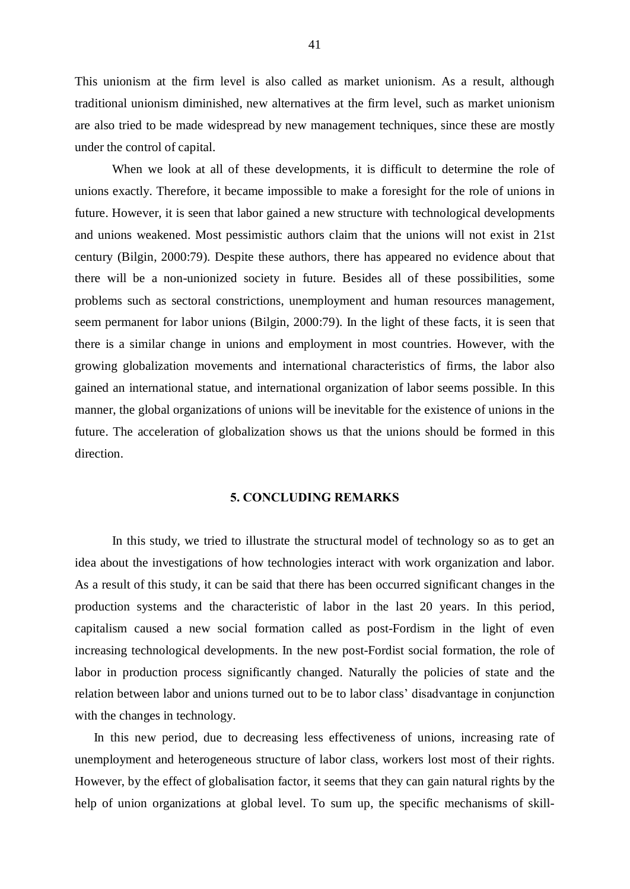This unionism at the firm level is also called as market unionism. As a result, although traditional unionism diminished, new alternatives at the firm level, such as market unionism are also tried to be made widespread by new management techniques, since these are mostly under the control of capital.

When we look at all of these developments, it is difficult to determine the role of unions exactly. Therefore, it became impossible to make a foresight for the role of unions in future. However, it is seen that labor gained a new structure with technological developments and unions weakened. Most pessimistic authors claim that the unions will not exist in 21st century (Bilgin, 2000:79). Despite these authors, there has appeared no evidence about that there will be a non-unionized society in future. Besides all of these possibilities, some problems such as sectoral constrictions, unemployment and human resources management, seem permanent for labor unions (Bilgin, 2000:79). In the light of these facts, it is seen that there is a similar change in unions and employment in most countries. However, with the growing globalization movements and international characteristics of firms, the labor also gained an international statue, and international organization of labor seems possible. In this manner, the global organizations of unions will be inevitable for the existence of unions in the future. The acceleration of globalization shows us that the unions should be formed in this direction.

## 5. CONCLUDING REMARKS

In this study, we tried to illustrate the structural model of technology so as to get an idea about the investigations of how technologies interact with work organization and labor. As a result of this study, it can be said that there has been occurred significant changes in the production systems and the characteristic of labor in the last 20 years. In this period, capitalism caused a new social formation called as post-Fordism in the light of even increasing technological developments. In the new post-Fordist social formation, the role of labor in production process significantly changed. Naturally the policies of state and the relation between labor and unions turned out to be to labor class' disadvantage in conjunction with the changes in technology.

In this new period, due to decreasing less effectiveness of unions, increasing rate of unemployment and heterogeneous structure of labor class, workers lost most of their rights. However, by the effect of globalisation factor, it seems that they can gain natural rights by the help of union organizations at global level. To sum up, the specific mechanisms of skill-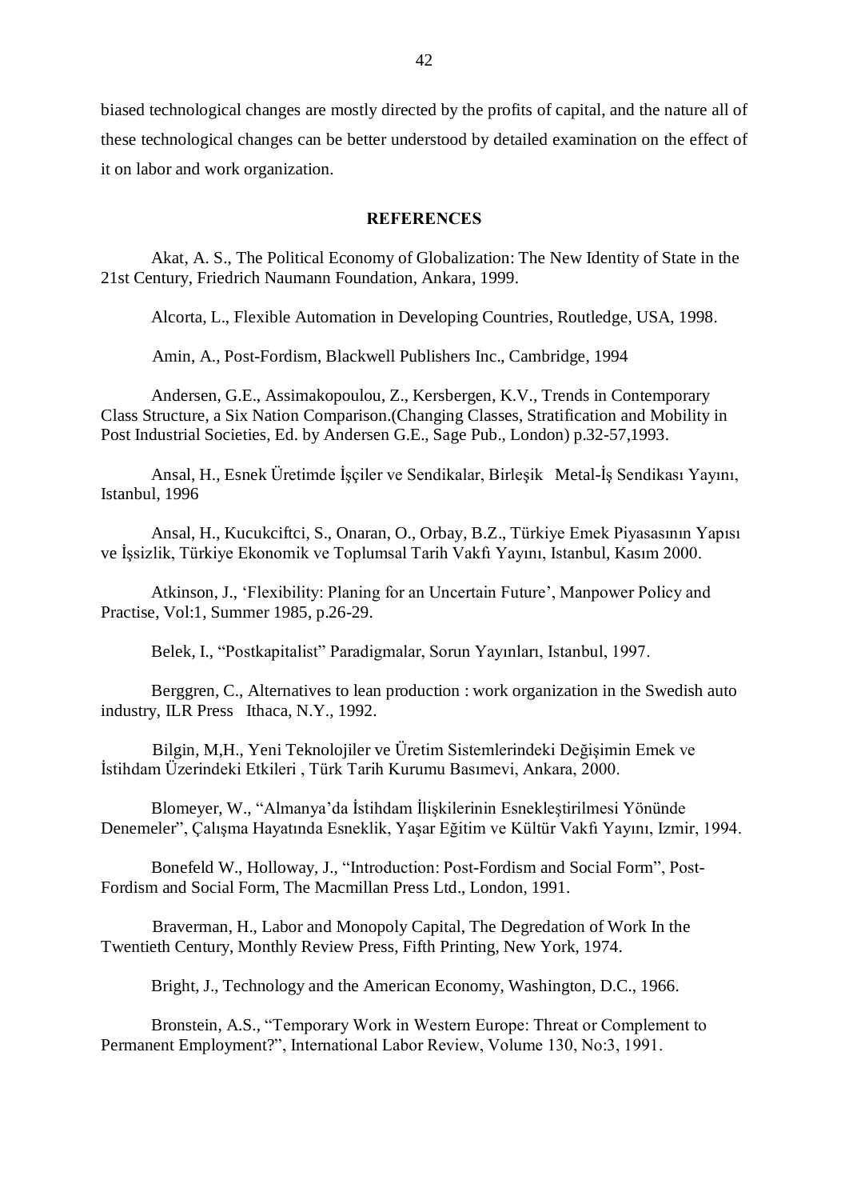biased technological changes are mostly directed by the profits of capital, and the nature all of these technological changes can be better understood by detailed examination on the effect of it on labor and work organization.

## REFERENCES

Akat, A. S., The Political Economy of Globalization: The New Identity of State in the 21st Century, Friedrich Naumann Foundation, Ankara, 1999.

Alcorta, L., Flexible Automation in Developing Countries, Routledge, USA, 1998.

Amin, A., Post-Fordism, Blackwell Publishers Inc., Cambridge, 1994

Andersen, G.E., Assimakopoulou, Z., Kersbergen, K.V., Trends in Contemporary Class Structure, a Six Nation Comparison.(Changing Classes, Stratification and Mobility in Post Industrial Societies, Ed. by Andersen G.E., Sage Pub., London) p.32-57,1993.

Ansal, H., Esnek Üretimde İşçiler ve Sendikalar, Birleşik Metal-İş Sendikası Yayını, Istanbul, 1996

Ansal, H., Kucukciftci, S., Onaran, O., Orbay, B.Z., Türkiye Emek Piyasasının Yapısı ve İşsizlik, Türkiye Ekonomik ve Toplumsal Tarih Vakfı Yayını, Istanbul, Kasım 2000.

Atkinson, J., 'Flexibility: Planing for an Uncertain Future', Manpower Policy and Practise, Vol:1, Summer 1985, p.26-29.

Belek, I., "Postkapitalist" Paradigmalar, Sorun Yayınları, Istanbul, 1997.

Berggren, C., Alternatives to lean production : work organization in the Swedish auto industry, ILR Press Ithaca, N.Y., 1992.

Bilgin, M,H., Yeni Teknolojiler ve Üretim Sistemlerindeki Değişimin Emek ve İstihdam Üzerindeki Etkileri , Türk Tarih Kurumu Basımevi, Ankara, 2000.

Blomeyer, W., "Almanya'da İstihdam İlişkilerinin Esnekleştirilmesi Yönünde Denemeler", Çalışma Hayatında Esneklik, Yaşar Eğitim ve Kültür Vakfı Yayını, Izmir, 1994.

Bonefeld W., Holloway, J., "Introduction: Post-Fordism and Social Form", Post-Fordism and Social Form, The Macmillan Press Ltd., London, 1991.

Braverman, H., Labor and Monopoly Capital, The Degredation of Work In the Twentieth Century, Monthly Review Press, Fifth Printing, New York, 1974.

Bright, J., Technology and the American Economy, Washington, D.C., 1966.

Bronstein, A.S., "Temporary Work in Western Europe: Threat or Complement to Permanent Employment?", International Labor Review, Volume 130, No:3, 1991.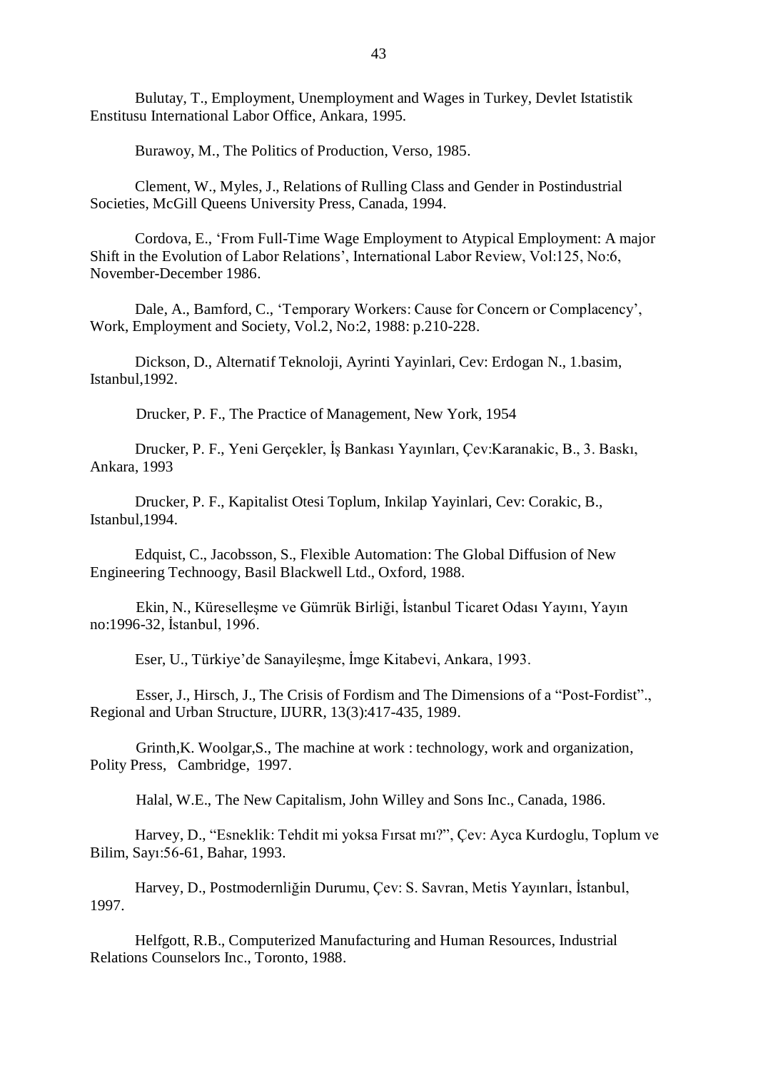Bulutay, T., Employment, Unemployment and Wages in Turkey, Devlet Istatistik Enstitusu International Labor Office, Ankara, 1995.

Burawoy, M., The Politics of Production, Verso, 1985.

Clement, W., Myles, J., Relations of Rulling Class and Gender in Postindustrial Societies, McGill Queens University Press, Canada, 1994.

Cordova, E., 'From Full-Time Wage Employment to Atypical Employment: A major Shift in the Evolution of Labor Relations', International Labor Review, Vol:125, No:6, November-December 1986.

Dale, A., Bamford, C., 'Temporary Workers: Cause for Concern or Complacency', Work, Employment and Society, Vol.2, No:2, 1988: p.210-228.

Dickson, D., Alternatif Teknoloji, Ayrinti Yayinlari, Cev: Erdogan N., 1.basim, Istanbul,1992.

Drucker, P. F., The Practice of Management, New York, 1954

Drucker, P. F., Yeni Gerçekler, İş Bankası Yayınları, Çev:Karanakic, B., 3. Baskı, Ankara, 1993

Drucker, P. F., Kapitalist Otesi Toplum, Inkilap Yayinlari, Cev: Corakic, B., Istanbul,1994.

Edquist, C., Jacobsson, S., Flexible Automation: The Global Diffusion of New Engineering Technoogy, Basil Blackwell Ltd., Oxford, 1988.

Ekin, N., Küreselleşme ve Gümrük Birliği, İstanbul Ticaret Odası Yayını, Yayın no:1996-32, İstanbul, 1996.

Eser, U., Türkiye'de Sanayileşme, İmge Kitabevi, Ankara, 1993.

Esser, J., Hirsch, J., The Crisis of Fordism and The Dimensions of a "Post-Fordist"., Regional and Urban Structure, IJURR, 13(3):417-435, 1989.

Grinth,K. Woolgar,S., The machine at work : technology, work and organization, Polity Press, Cambridge, 1997.

Halal, W.E., The New Capitalism, John Willey and Sons Inc., Canada, 1986.

Harvey, D., "Esneklik: Tehdit mi yoksa Fırsat mı?", Çev: Ayca Kurdoglu, Toplum ve Bilim, Sayı:56-61, Bahar, 1993.

Harvey, D., Postmodernliğin Durumu, Çev: S. Savran, Metis Yayınları, İstanbul, 1997.

Helfgott, R.B., Computerized Manufacturing and Human Resources, Industrial Relations Counselors Inc., Toronto, 1988.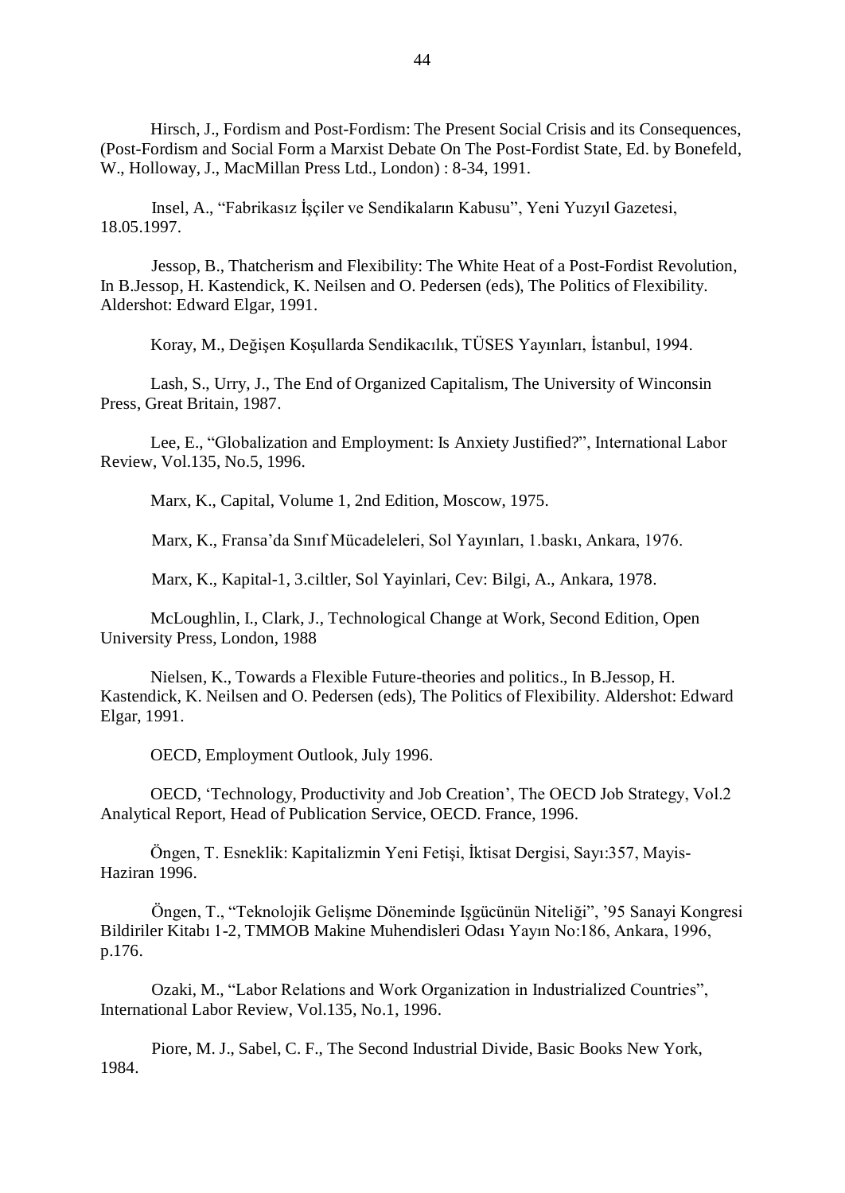Hirsch, J., Fordism and Post-Fordism: The Present Social Crisis and its Consequences, (Post-Fordism and Social Form a Marxist Debate On The Post-Fordist State, Ed. by Bonefeld, W., Holloway, J., MacMillan Press Ltd., London) : 8-34, 1991.

Insel, A., “Fabrikasız İşçiler ve Sendikaların Kabusu”, Yeni Yuzyıl Gazetesi, 18.05.1997.

Jessop, B., Thatcherism and Flexibility: The White Heat of a Post-Fordist Revolution, In B.Jessop, H. Kastendick, K. Neilsen and O. Pedersen (eds), The Politics of Flexibility. Aldershot: Edward Elgar, 1991.

Koray, M., Değişen Koşullarda Sendikacılık, TÜSES Yayınları, İstanbul, 1994.

Lash, S., Urry, J., The End of Organized Capitalism, The University of Winconsin Press, Great Britain, 1987.

Lee, E., “Globalization and Employment: Is Anxiety Justified?”, International Labor Review, Vol.135, No.5, 1996.

Marx, K., Capital, Volume 1, 2nd Edition, Moscow, 1975.

Marx, K., Fransa’da Sınıf Mücadeleleri, Sol Yayınları, 1.baskı, Ankara, 1976.

Marx, K., Kapital-1, 3.ciltler, Sol Yayinlari, Cev: Bilgi, A., Ankara, 1978.

McLoughlin, I., Clark, J., Technological Change at Work, Second Edition, Open University Press, London, 1988

Nielsen, K., Towards a Flexible Future-theories and politics., In B.Jessop, H. Kastendick, K. Neilsen and O. Pedersen (eds), The Politics of Flexibility. Aldershot: Edward Elgar, 1991.

OECD, Employment Outlook, July 1996.

OECD, ‘Technology, Productivity and Job Creation’, The OECD Job Strategy, Vol.2 Analytical Report, Head of Publication Service, OECD. France, 1996.

Öngen, T. Esneklik: Kapitalizmin Yeni Fetişi, İktisat Dergisi, Sayı:357, Mayis-Haziran 1996.

Öngen, T., “Teknolojik Gelişme Döneminde Işgücünün Niteliği”, ’95 Sanayi Kongresi Bildiriler Kitabı 1-2, TMMOB Makine Muhendisleri Odası Yayın No:186, Ankara, 1996, p.176.

Ozaki, M., “Labor Relations and Work Organization in Industrialized Countries”, International Labor Review, Vol.135, No.1, 1996.

Piore, M. J., Sabel, C. F., The Second Industrial Divide, Basic Books New York, 1984.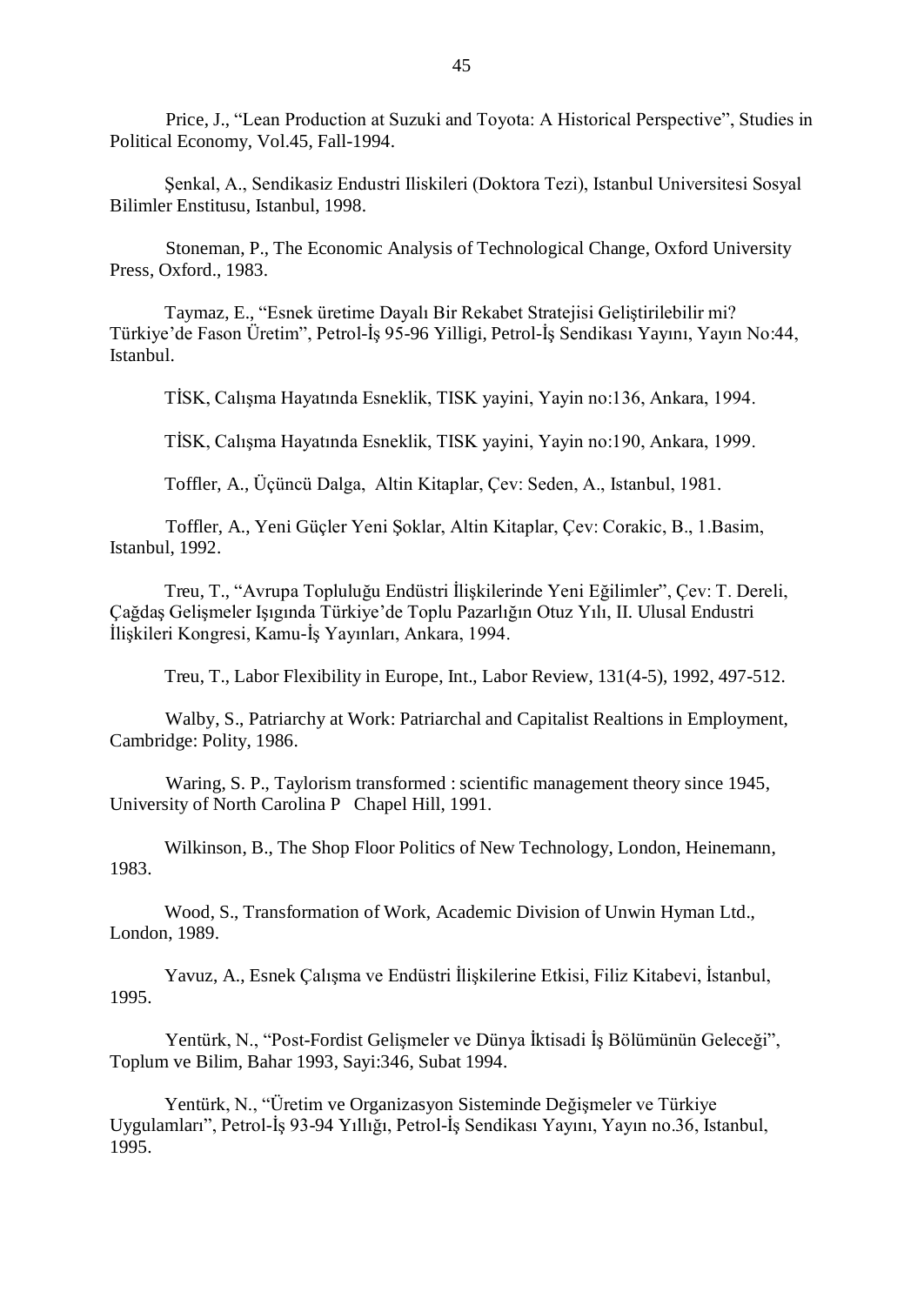Price, J., "Lean Production at Suzuki and Toyota: A Historical Perspective", Studies in Political Economy, Vol.45, Fall-1994.

Şenkal, A., Sendikasiz Endustri Iliskileri (Doktora Tezi), Istanbul Universitesi Sosyal Bilimler Enstitusu, Istanbul, 1998.

Stoneman, P., The Economic Analysis of Technological Change, Oxford University Press, Oxford., 1983.

Taymaz, E., "Esnek üretime Dayalı Bir Rekabet Stratejisi Geliştirilebilir mi? Türkiye'de Fason Üretim", Petrol-İş 95-96 Yilligi, Petrol-İş Sendikası Yayını, Yayın No:44, Istanbul.

TİSK, Calışma Hayatında Esneklik, TISK yayini, Yayin no:136, Ankara, 1994.

TİSK, Calışma Hayatında Esneklik, TISK yayini, Yayin no:190, Ankara, 1999.

Toffler, A., Üçüncü Dalga, Altin Kitaplar, Çev: Seden, A., Istanbul, 1981.

Toffler, A., Yeni Güçler Yeni Şoklar, Altin Kitaplar, Çev: Corakic, B., 1.Basim, Istanbul, 1992.

Treu, T., "Avrupa Topluluğu Endüstri İlişkilerinde Yeni Eğilimler", Çev: T. Dereli, Çağdaş Gelişmeler Işıgında Türkiye'de Toplu Pazarlığın Otuz Yılı, II. Ulusal Endustri İlişkileri Kongresi, Kamu-İş Yayınları, Ankara, 1994.

Treu, T., Labor Flexibility in Europe, Int., Labor Review, 131(4-5), 1992, 497-512.

Walby, S., Patriarchy at Work: Patriarchal and Capitalist Realtions in Employment, Cambridge: Polity, 1986.

Waring, S. P., Taylorism transformed : scientific management theory since 1945, University of North Carolina P Chapel Hill, 1991.

Wilkinson, B., The Shop Floor Politics of New Technology, London, Heinemann, 1983.

Wood, S., Transformation of Work, Academic Division of Unwin Hyman Ltd., London, 1989.

Yavuz, A., Esnek Çalışma ve Endüstri İlişkilerine Etkisi, Filiz Kitabevi, İstanbul, 1995.

Yentürk, N., "Post-Fordist Gelişmeler ve Dünya İktisadi İş Bölümünün Geleceği", Toplum ve Bilim, Bahar 1993, Sayi:346, Subat 1994.

Yentürk, N., "Üretim ve Organizasyon Sisteminde Değişmeler ve Türkiye Uygulamları", Petrol-İş 93-94 Yıllığı, Petrol-İş Sendikası Yayını, Yayın no.36, Istanbul, 1995.